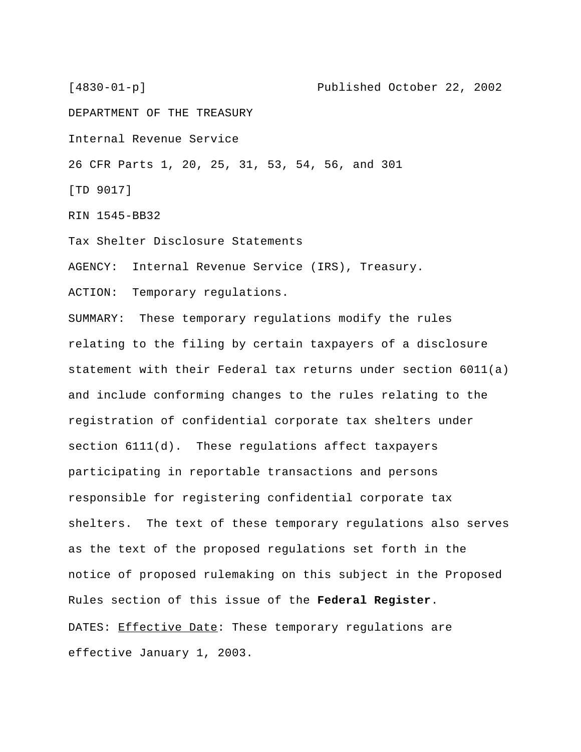[4830-01-p] Published October 22, 2002

DEPARTMENT OF THE TREASURY

Internal Revenue Service

26 CFR Parts 1, 20, 25, 31, 53, 54, 56, and 301

[TD 9017]

RIN 1545-BB32

Tax Shelter Disclosure Statements

AGENCY: Internal Revenue Service (IRS), Treasury.

ACTION: Temporary regulations.

SUMMARY: These temporary regulations modify the rules relating to the filing by certain taxpayers of a disclosure statement with their Federal tax returns under section 6011(a) and include conforming changes to the rules relating to the registration of confidential corporate tax shelters under section 6111(d). These regulations affect taxpayers participating in reportable transactions and persons responsible for registering confidential corporate tax shelters. The text of these temporary regulations also serves as the text of the proposed regulations set forth in the notice of proposed rulemaking on this subject in the Proposed Rules section of this issue of the **Federal Register**.

DATES: Effective Date: These temporary regulations are effective January 1, 2003.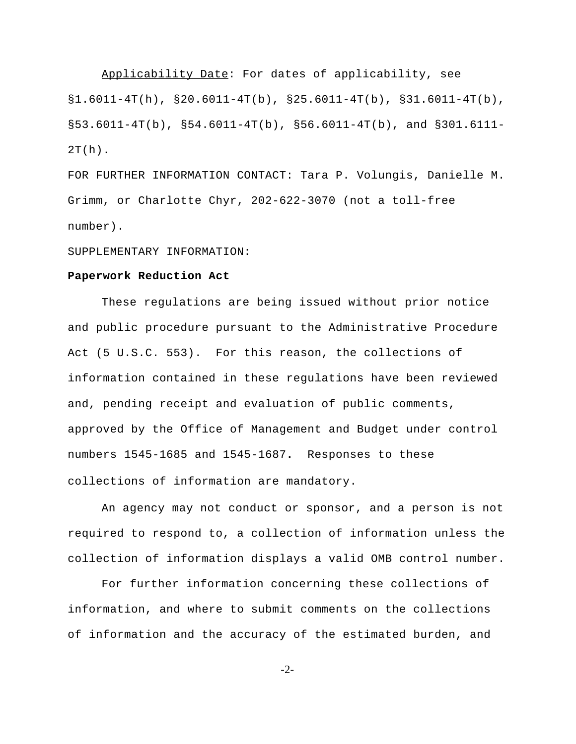Applicability Date: For dates of applicability, see §1.6011-4T(h), §20.6011-4T(b), §25.6011-4T(b), §31.6011-4T(b), §53.6011-4T(b), §54.6011-4T(b), §56.6011-4T(b), and §301.6111-2T(h).

FOR FURTHER INFORMATION CONTACT: Tara P. Volungis, Danielle M. Grimm, or Charlotte Chyr, 202-622-3070 (not a toll-free number).

SUPPLEMENTARY INFORMATION:

**Paperwork Reduction Act**

These regulations are being issued without prior notice and public procedure pursuant to the Administrative Procedure Act (5 U.S.C. 553). For this reason, the collections of information contained in these regulations have been reviewed and, pending receipt and evaluation of public comments, approved by the Office of Management and Budget under control numbers 1545-1685 and 1545-1687. Responses to these collections of information are mandatory.

An agency may not conduct or sponsor, and a person is not required to respond to, a collection of information unless the collection of information displays a valid OMB control number.

For further information concerning these collections of information, and where to submit comments on the collections of information and the accuracy of the estimated burden, and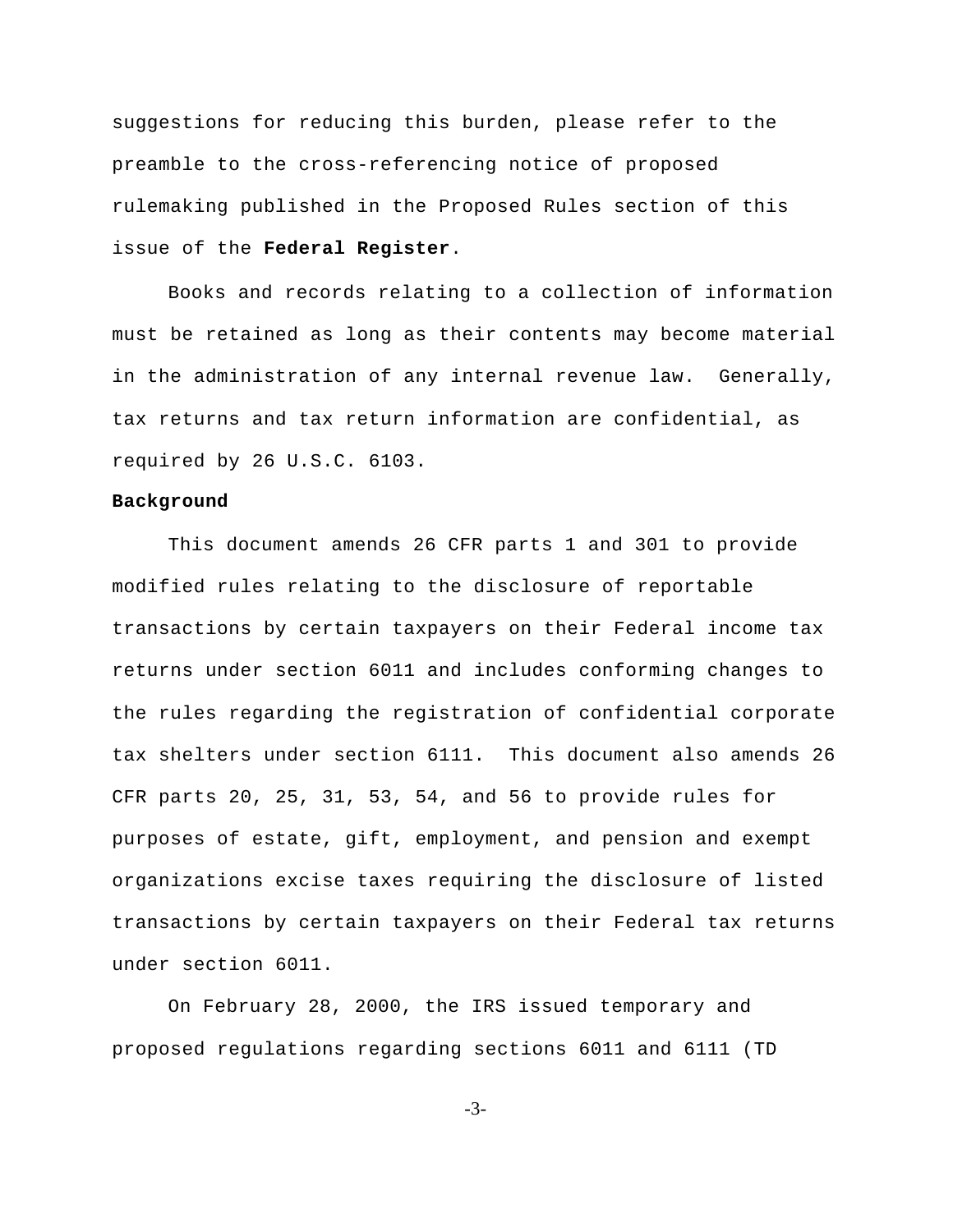suggestions for reducing this burden, please refer to the preamble to the cross-referencing notice of proposed rulemaking published in the Proposed Rules section of this issue of the **Federal Register**.

Books and records relating to a collection of information must be retained as long as their contents may become material in the administration of any internal revenue law. Generally, tax returns and tax return information are confidential, as required by 26 U.S.C. 6103.

**Background**

This document amends 26 CFR parts 1 and 301 to provide modified rules relating to the disclosure of reportable transactions by certain taxpayers on their Federal income tax returns under section 6011 and includes conforming changes to the rules regarding the registration of confidential corporate tax shelters under section 6111. This document also amends 26 CFR parts 20, 25, 31, 53, 54, and 56 to provide rules for purposes of estate, gift, employment, and pension and exempt organizations excise taxes requiring the disclosure of listed transactions by certain taxpayers on their Federal tax returns under section 6011.

On February 28, 2000, the IRS issued temporary and proposed regulations regarding sections 6011 and 6111 (TD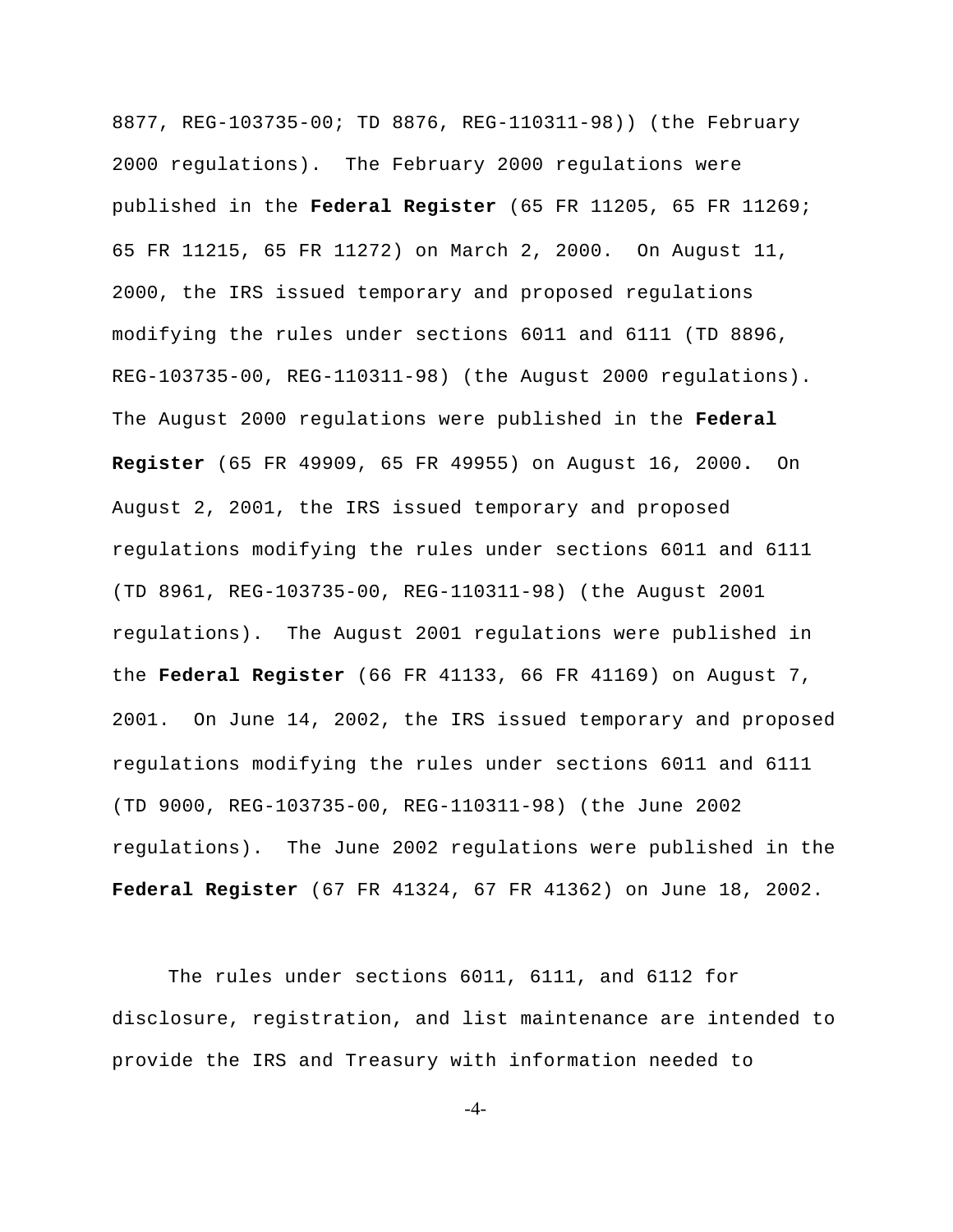8877, REG-103735-00; TD 8876, REG-110311-98)) (the February 2000 regulations). The February 2000 regulations were published in the **Federal Register** (65 FR 11205, 65 FR 11269; 65 FR 11215, 65 FR 11272) on March 2, 2000. On August 11, 2000, the IRS issued temporary and proposed regulations modifying the rules under sections 6011 and 6111 (TD 8896, REG-103735-00, REG-110311-98) (the August 2000 regulations). The August 2000 regulations were published in the **Federal Register** (65 FR 49909, 65 FR 49955) on August 16, 2000. On August 2, 2001, the IRS issued temporary and proposed regulations modifying the rules under sections 6011 and 6111 (TD 8961, REG-103735-00, REG-110311-98) (the August 2001 regulations). The August 2001 regulations were published in the **Federal Register** (66 FR 41133, 66 FR 41169) on August 7, 2001. On June 14, 2002, the IRS issued temporary and proposed regulations modifying the rules under sections 6011 and 6111 (TD 9000, REG-103735-00, REG-110311-98) (the June 2002 regulations). The June 2002 regulations were published in the **Federal Register** (67 FR 41324, 67 FR 41362) on June 18, 2002.

The rules under sections 6011, 6111, and 6112 for disclosure, registration, and list maintenance are intended to provide the IRS and Treasury with information needed to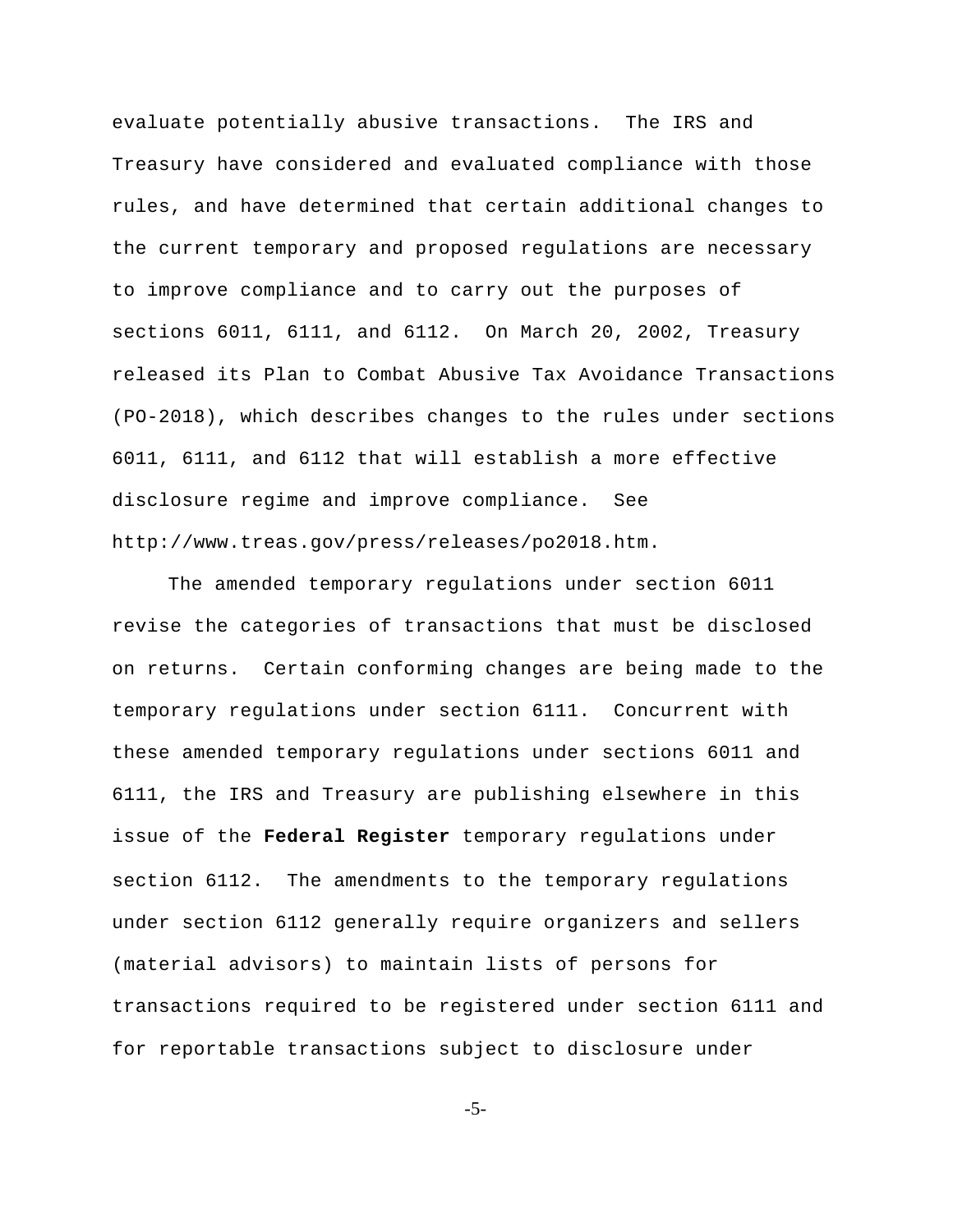evaluate potentially abusive transactions. The IRS and Treasury have considered and evaluated compliance with those rules, and have determined that certain additional changes to the current temporary and proposed regulations are necessary to improve compliance and to carry out the purposes of sections 6011, 6111, and 6112. On March 20, 2002, Treasury released its Plan to Combat Abusive Tax Avoidance Transactions (PO-2018), which describes changes to the rules under sections 6011, 6111, and 6112 that will establish a more effective disclosure regime and improve compliance. See http://www.treas.gov/press/releases/po2018.htm.

The amended temporary regulations under section 6011 revise the categories of transactions that must be disclosed on returns. Certain conforming changes are being made to the temporary regulations under section 6111. Concurrent with these amended temporary regulations under sections 6011 and 6111, the IRS and Treasury are publishing elsewhere in this issue of the **Federal Register** temporary regulations under section 6112. The amendments to the temporary regulations under section 6112 generally require organizers and sellers (material advisors) to maintain lists of persons for transactions required to be registered under section 6111 and for reportable transactions subject to disclosure under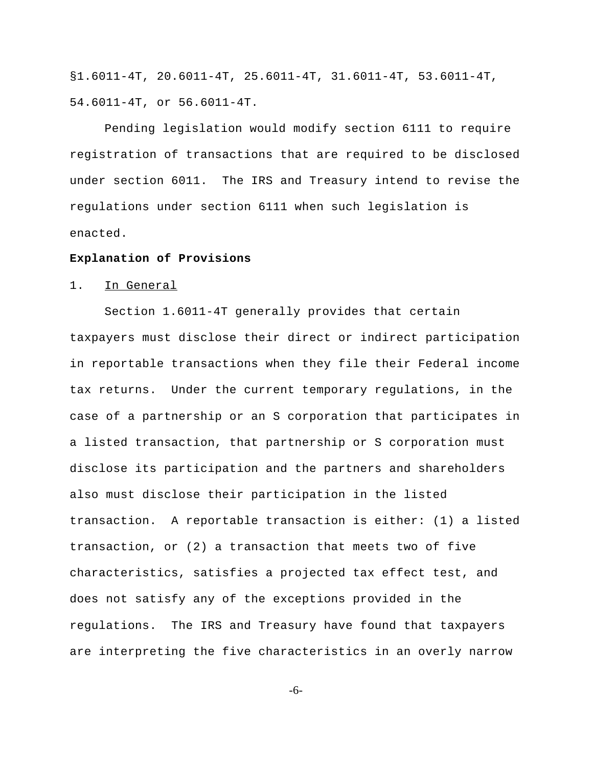§1.6011-4T, 20.6011-4T, 25.6011-4T, 31.6011-4T, 53.6011-4T, 54.6011-4T, or 56.6011-4T.

Pending legislation would modify section 6111 to require registration of transactions that are required to be disclosed under section 6011. The IRS and Treasury intend to revise the regulations under section 6111 when such legislation is enacted.

**Explanation of Provisions**

1. In General

Section 1.6011-4T generally provides that certain taxpayers must disclose their direct or indirect participation in reportable transactions when they file their Federal income tax returns. Under the current temporary regulations, in the case of a partnership or an S corporation that participates in a listed transaction, that partnership or S corporation must disclose its participation and the partners and shareholders also must disclose their participation in the listed transaction. A reportable transaction is either: (1) a listed transaction, or (2) a transaction that meets two of five characteristics, satisfies a projected tax effect test, and does not satisfy any of the exceptions provided in the regulations. The IRS and Treasury have found that taxpayers are interpreting the five characteristics in an overly narrow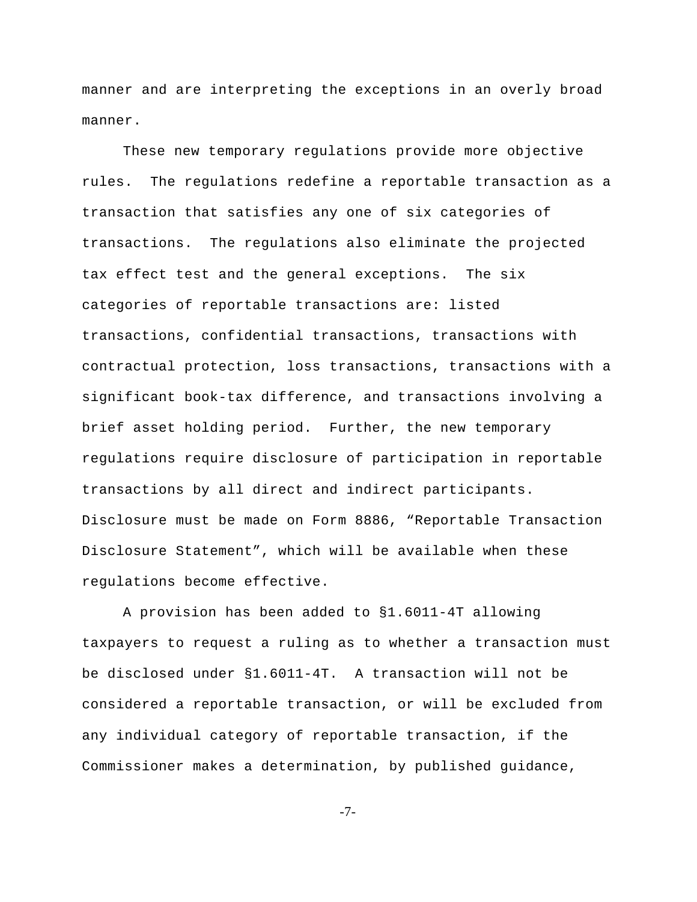manner and are interpreting the exceptions in an overly broad manner.

These new temporary regulations provide more objective rules. The regulations redefine a reportable transaction as a transaction that satisfies any one of six categories of transactions. The regulations also eliminate the projected tax effect test and the general exceptions. The six categories of reportable transactions are: listed transactions, confidential transactions, transactions with contractual protection, loss transactions, transactions with a significant book-tax difference, and transactions involving a brief asset holding period. Further, the new temporary regulations require disclosure of participation in reportable transactions by all direct and indirect participants. Disclosure must be made on Form 8886, "Reportable Transaction Disclosure Statement", which will be available when these regulations become effective.

A provision has been added to §1.6011-4T allowing taxpayers to request a ruling as to whether a transaction must be disclosed under §1.6011-4T. A transaction will not be considered a reportable transaction, or will be excluded from any individual category of reportable transaction, if the Commissioner makes a determination, by published guidance,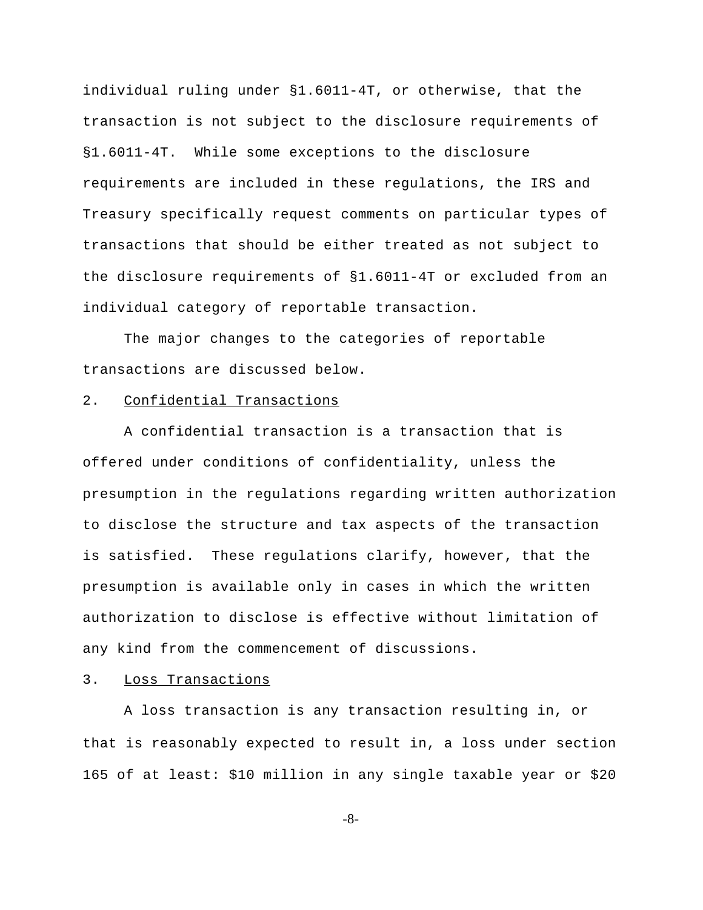individual ruling under §1.6011-4T, or otherwise, that the transaction is not subject to the disclosure requirements of §1.6011-4T. While some exceptions to the disclosure requirements are included in these regulations, the IRS and Treasury specifically request comments on particular types of transactions that should be either treated as not subject to the disclosure requirements of §1.6011-4T or excluded from an individual category of reportable transaction.

The major changes to the categories of reportable transactions are discussed below.

2. Confidential Transactions

A confidential transaction is a transaction that is offered under conditions of confidentiality, unless the presumption in the regulations regarding written authorization to disclose the structure and tax aspects of the transaction is satisfied. These regulations clarify, however, that the presumption is available only in cases in which the written authorization to disclose is effective without limitation of any kind from the commencement of discussions.

3. Loss Transactions

A loss transaction is any transaction resulting in, or that is reasonably expected to result in, a loss under section 165 of at least: $10 million in any single taxable year or $20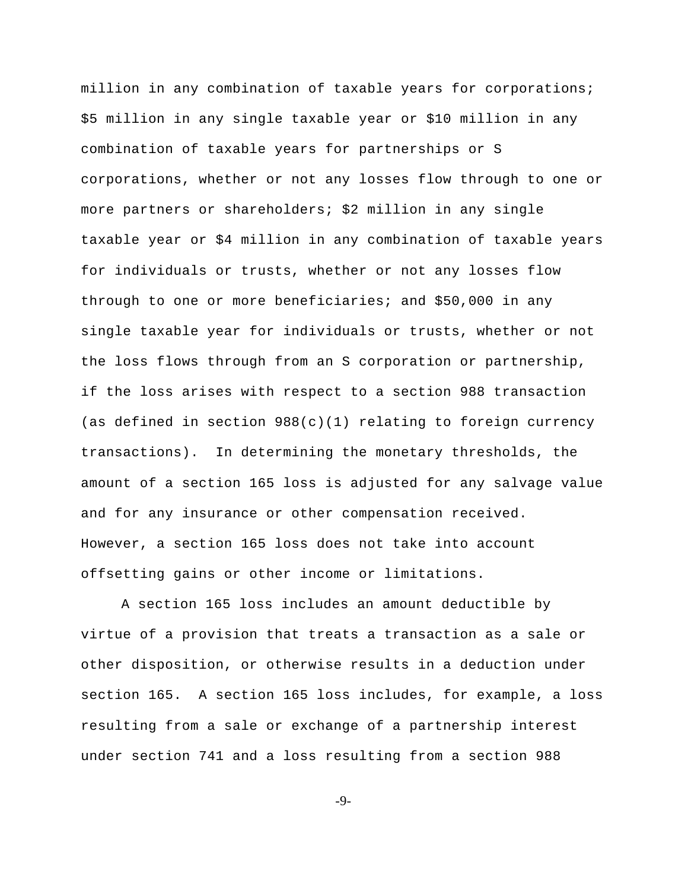million in any combination of taxable years for corporations; $5 million in any single taxable year or $10 million in any combination of taxable years for partnerships or S corporations, whether or not any losses flow through to one or more partners or shareholders; $2 million in any single taxable year or $4 million in any combination of taxable years for individuals or trusts, whether or not any losses flow through to one or more beneficiaries; and $50,000 in any single taxable year for individuals or trusts, whether or not the loss flows through from an S corporation or partnership, if the loss arises with respect to a section 988 transaction (as defined in section 988(c)(1) relating to foreign currency transactions). In determining the monetary thresholds, the amount of a section 165 loss is adjusted for any salvage value and for any insurance or other compensation received. However, a section 165 loss does not take into account offsetting gains or other income or limitations.

A section 165 loss includes an amount deductible by virtue of a provision that treats a transaction as a sale or other disposition, or otherwise results in a deduction under section 165. A section 165 loss includes, for example, a loss resulting from a sale or exchange of a partnership interest under section 741 and a loss resulting from a section 988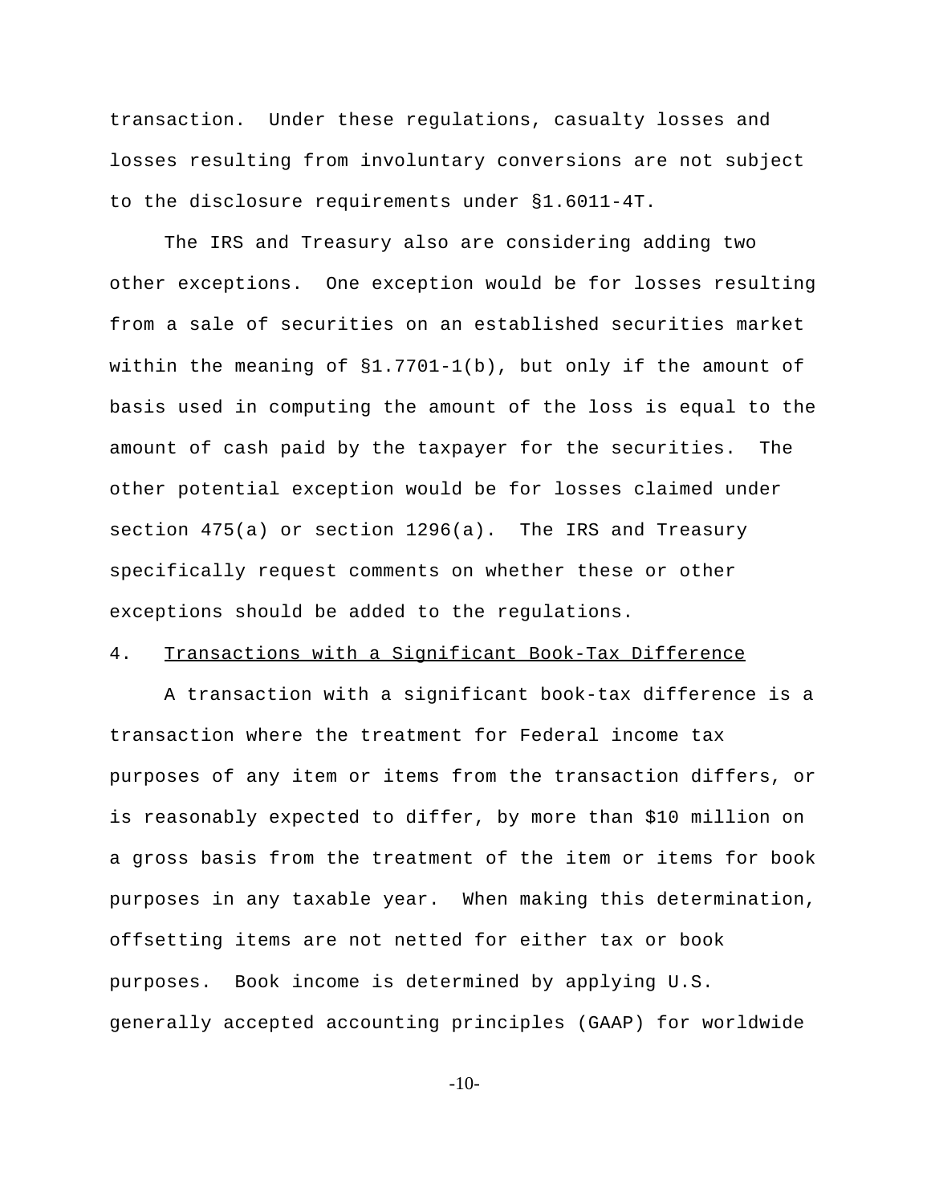transaction. Under these regulations, casualty losses and losses resulting from involuntary conversions are not subject to the disclosure requirements under §1.6011-4T.

The IRS and Treasury also are considering adding two other exceptions. One exception would be for losses resulting from a sale of securities on an established securities market within the meaning of §1.7701-1(b), but only if the amount of basis used in computing the amount of the loss is equal to the amount of cash paid by the taxpayer for the securities. The other potential exception would be for losses claimed under section 475(a) or section 1296(a). The IRS and Treasury specifically request comments on whether these or other exceptions should be added to the regulations.

4. Transactions with a Significant Book-Tax Difference

A transaction with a significant book-tax difference is a transaction where the treatment for Federal income tax purposes of any item or items from the transaction differs, or is reasonably expected to differ, by more than $10 million on a gross basis from the treatment of the item or items for book purposes in any taxable year. When making this determination, offsetting items are not netted for either tax or book purposes. Book income is determined by applying U.S. generally accepted accounting principles (GAAP) for worldwide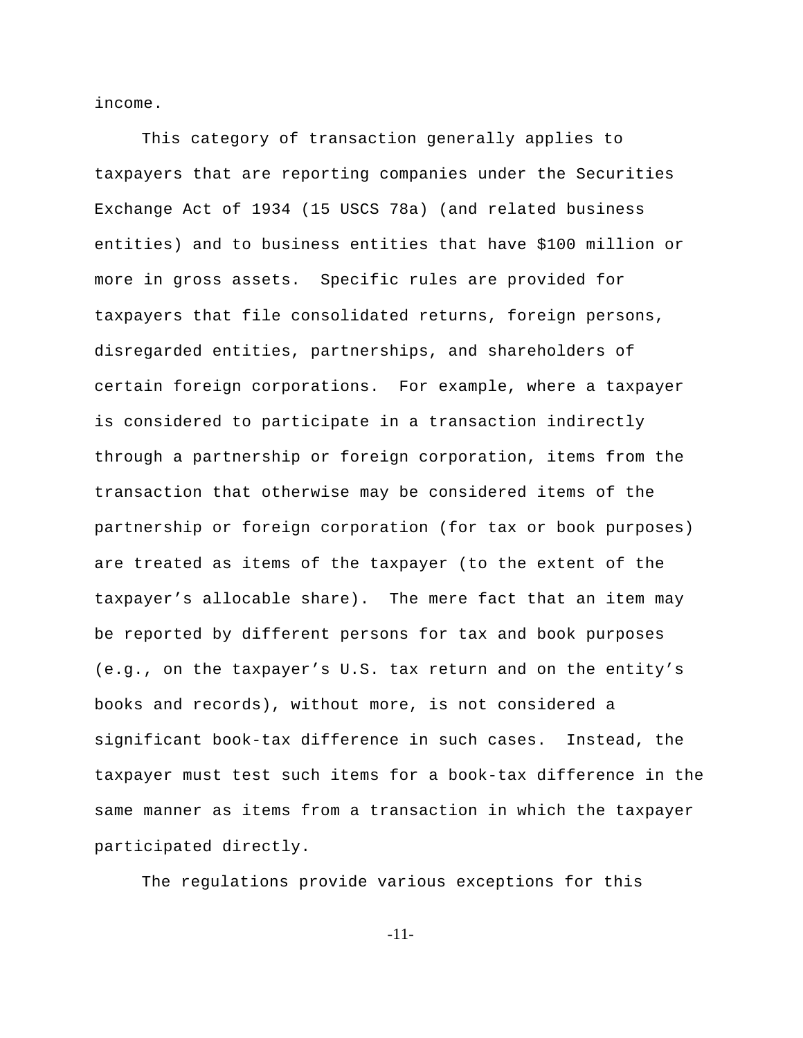income.

This category of transaction generally applies to taxpayers that are reporting companies under the Securities Exchange Act of 1934 (15 USCS 78a) (and related business entities) and to business entities that have $100 million or more in gross assets. Specific rules are provided for taxpayers that file consolidated returns, foreign persons, disregarded entities, partnerships, and shareholders of certain foreign corporations. For example, where a taxpayer is considered to participate in a transaction indirectly through a partnership or foreign corporation, items from the transaction that otherwise may be considered items of the partnership or foreign corporation (for tax or book purposes) are treated as items of the taxpayer (to the extent of the taxpayer's allocable share). The mere fact that an item may be reported by different persons for tax and book purposes (e.g., on the taxpayer's U.S. tax return and on the entity's books and records), without more, is not considered a significant book-tax difference in such cases. Instead, the taxpayer must test such items for a book-tax difference in the same manner as items from a transaction in which the taxpayer participated directly.

The regulations provide various exceptions for this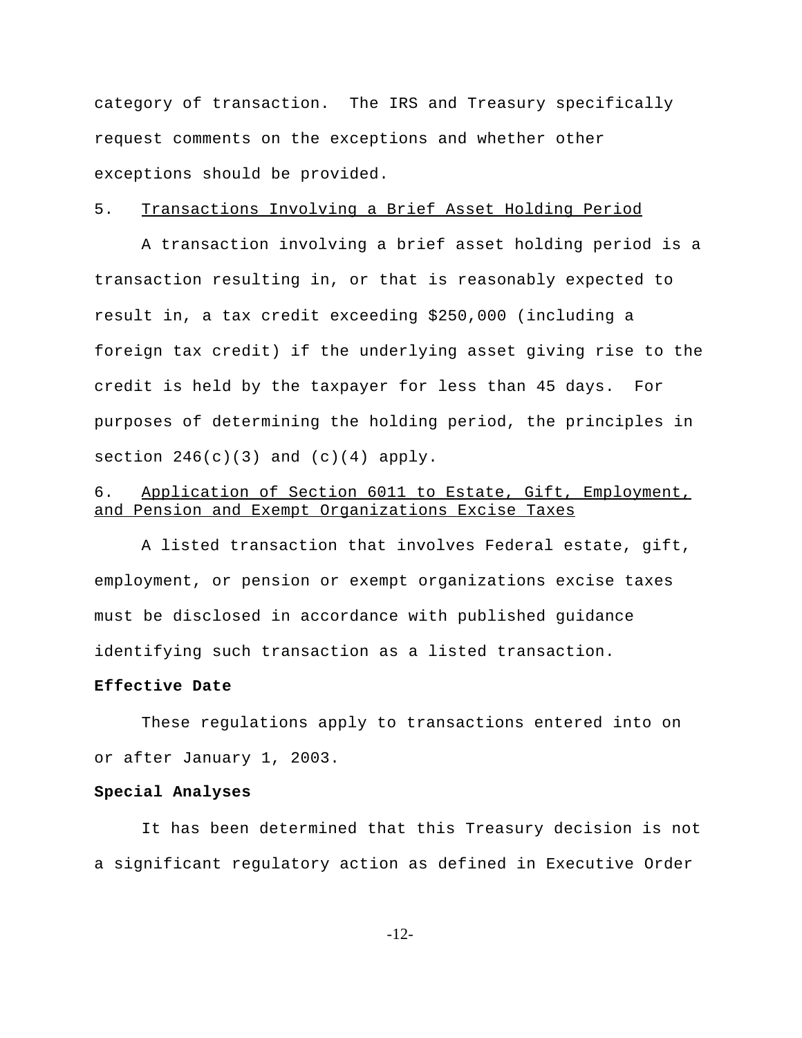category of transaction. The IRS and Treasury specifically request comments on the exceptions and whether other exceptions should be provided.

5. Transactions Involving a Brief Asset Holding Period

A transaction involving a brief asset holding period is a transaction resulting in, or that is reasonably expected to result in, a tax credit exceeding $250,000 (including a foreign tax credit) if the underlying asset giving rise to the credit is held by the taxpayer for less than 45 days. For purposes of determining the holding period, the principles in section 246(c)(3) and (c)(4) apply.

6. Application of Section 6011 to Estate, Gift, Employment, and Pension and Exempt Organizations Excise Taxes

A listed transaction that involves Federal estate, gift, employment, or pension or exempt organizations excise taxes must be disclosed in accordance with published guidance identifying such transaction as a listed transaction.

**Effective Date**

These regulations apply to transactions entered into on or after January 1, 2003.

**Special Analyses**

It has been determined that this Treasury decision is not a significant regulatory action as defined in Executive Order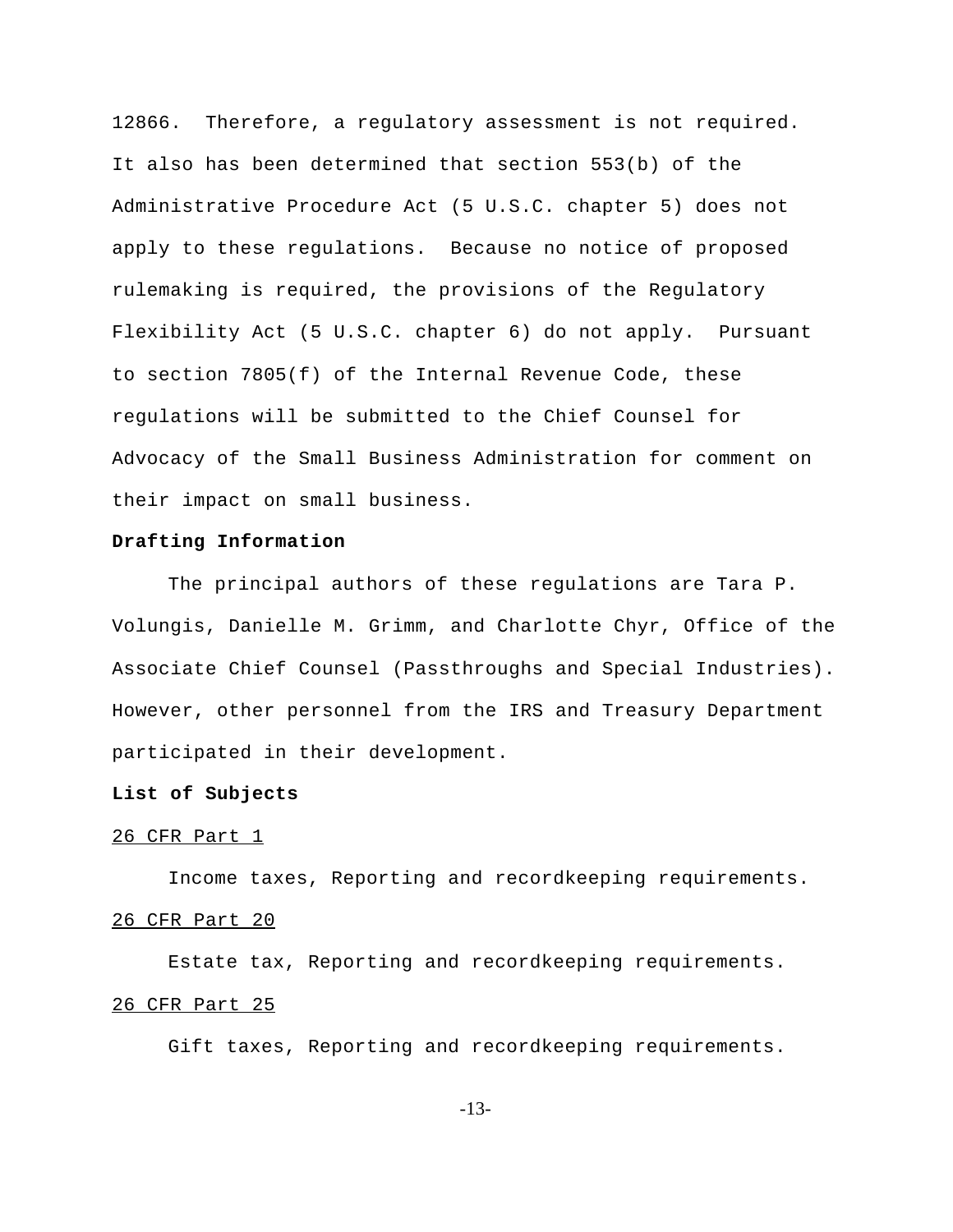12866. Therefore, a regulatory assessment is not required. It also has been determined that section 553(b) of the Administrative Procedure Act (5 U.S.C. chapter 5) does not apply to these regulations. Because no notice of proposed rulemaking is required, the provisions of the Regulatory Flexibility Act (5 U.S.C. chapter 6) do not apply. Pursuant to section 7805(f) of the Internal Revenue Code, these regulations will be submitted to the Chief Counsel for Advocacy of the Small Business Administration for comment on their impact on small business.

**Drafting Information**

The principal authors of these regulations are Tara P. Volungis, Danielle M. Grimm, and Charlotte Chyr, Office of the Associate Chief Counsel (Passthroughs and Special Industries). However, other personnel from the IRS and Treasury Department participated in their development.

**List of Subjects**

26 CFR Part 1

Income taxes, Reporting and recordkeeping requirements.

26 CFR Part 20

Estate tax, Reporting and recordkeeping requirements.

26 CFR Part 25

Gift taxes, Reporting and recordkeeping requirements.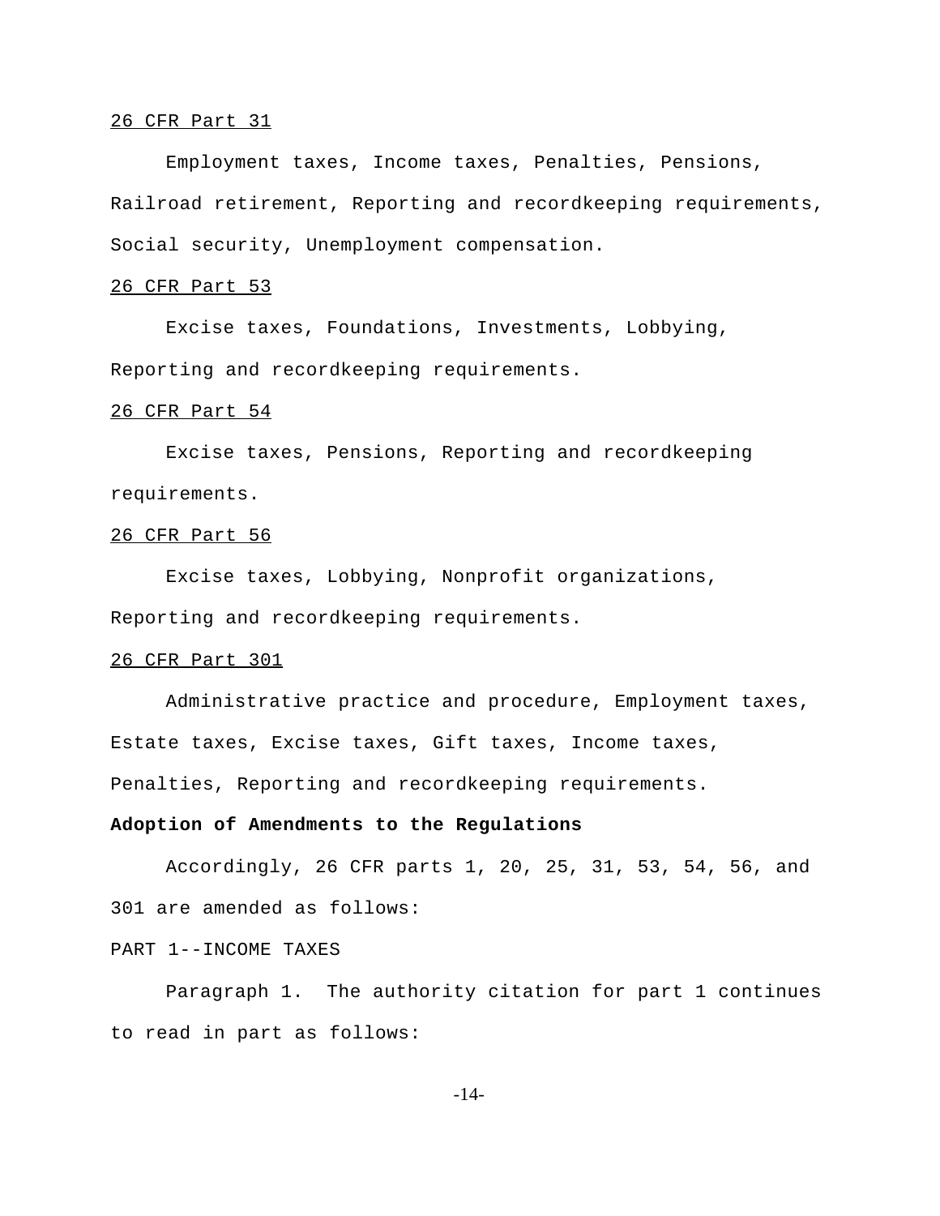<u>26 CFR Part 31</u>

Employment taxes, Income taxes, Penalties, Pensions, Railroad retirement, Reporting and recordkeeping requirements, Social security, Unemployment compensation.

<u>26 CFR Part 53</u>

Excise taxes, Foundations, Investments, Lobbying, Reporting and recordkeeping requirements.

<u>26 CFR Part 54</u>

Excise taxes, Pensions, Reporting and recordkeeping requirements.

<u>26 CFR Part 56</u>

Excise taxes, Lobbying, Nonprofit organizations, Reporting and recordkeeping requirements.

<u>26 CFR Part 301</u>

Administrative practice and procedure, Employment taxes, Estate taxes, Excise taxes, Gift taxes, Income taxes, Penalties, Reporting and recordkeeping requirements.

**Adoption of Amendments to the Regulations**

Accordingly, 26 CFR parts 1, 20, 25, 31, 53, 54, 56, and 301 are amended as follows:

PART 1--INCOME TAXES

Paragraph 1. The authority citation for part 1 continues to read in part as follows: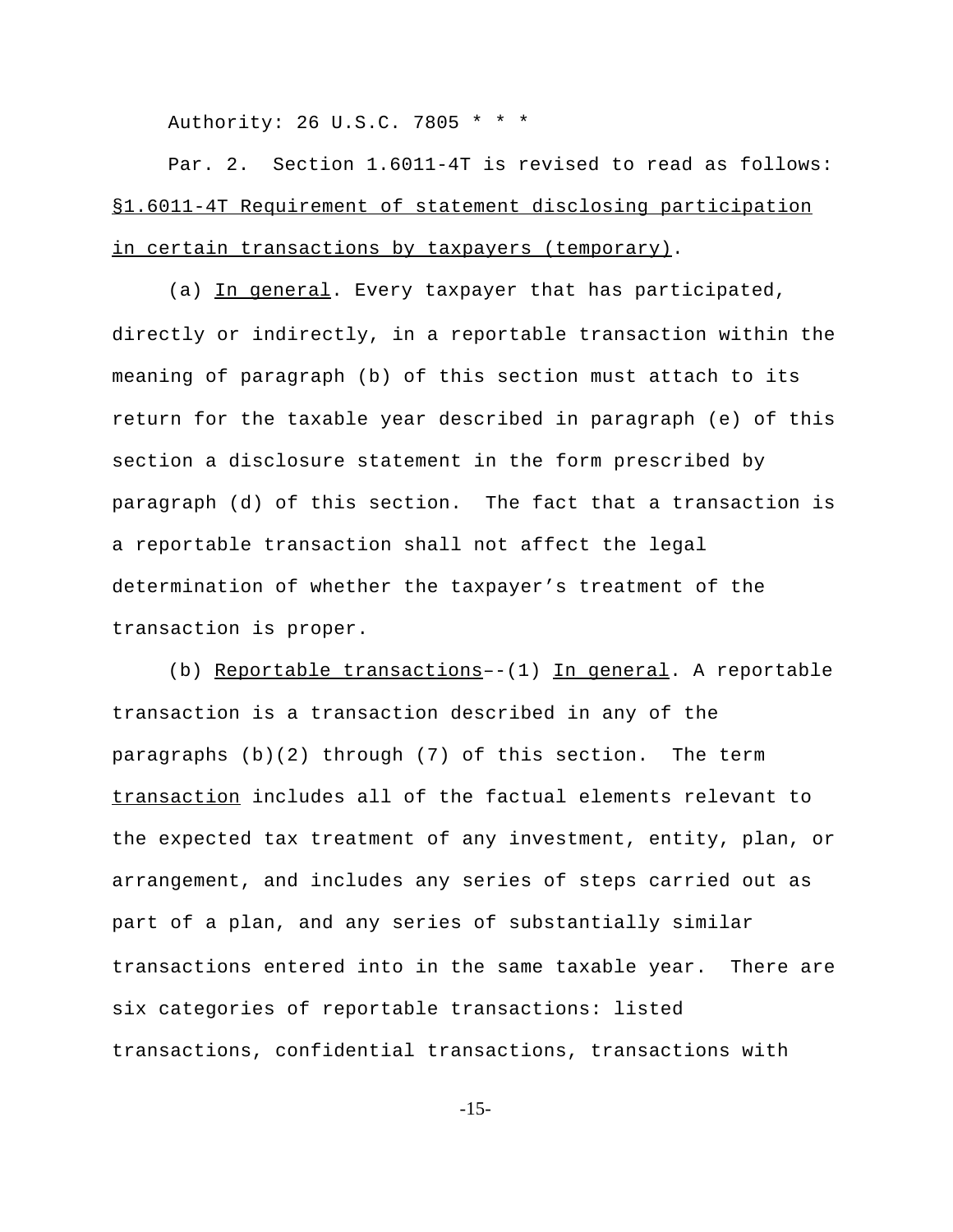Authority: 26 U.S.C. 7805 * * *

Par. 2. Section 1.6011-4T is revised to read as follows:

§1.6011-4T Requirement of statement disclosing participation in certain transactions by taxpayers (temporary).

(a) In general. Every taxpayer that has participated, directly or indirectly, in a reportable transaction within the meaning of paragraph (b) of this section must attach to its return for the taxable year described in paragraph (e) of this section a disclosure statement in the form prescribed by paragraph (d) of this section. The fact that a transaction is a reportable transaction shall not affect the legal determination of whether the taxpayer's treatment of the transaction is proper.

(b) Reportable transactions–-(1) In general. A reportable transaction is a transaction described in any of the paragraphs (b)(2) through (7) of this section. The term transaction includes all of the factual elements relevant to the expected tax treatment of any investment, entity, plan, or arrangement, and includes any series of steps carried out as part of a plan, and any series of substantially similar transactions entered into in the same taxable year. There are six categories of reportable transactions: listed transactions, confidential transactions, transactions with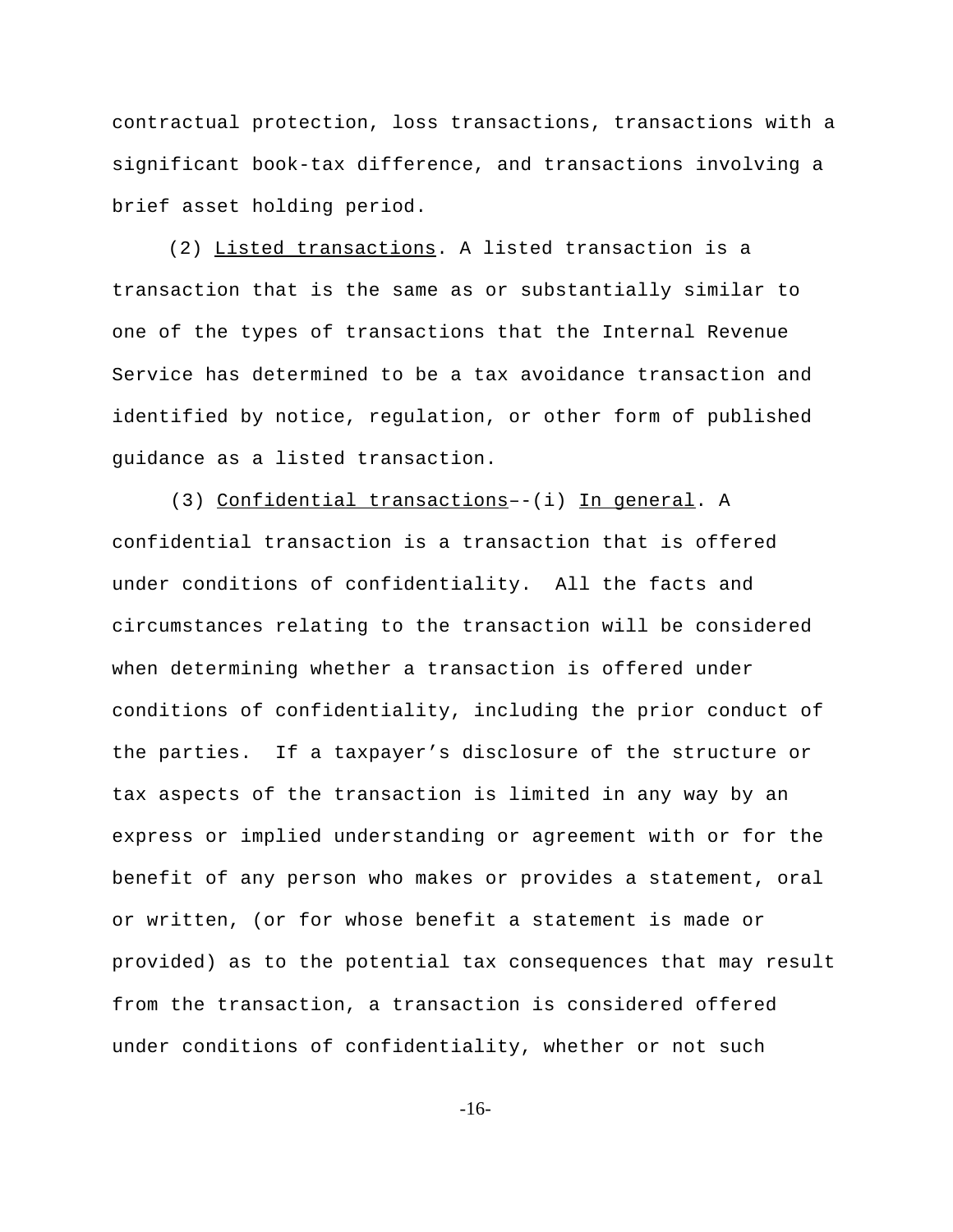contractual protection, loss transactions, transactions with a significant book-tax difference, and transactions involving a brief asset holding period.

(2) Listed transactions. A listed transaction is a transaction that is the same as or substantially similar to one of the types of transactions that the Internal Revenue Service has determined to be a tax avoidance transaction and identified by notice, regulation, or other form of published guidance as a listed transaction.

(3) Confidential transactions–-(i) In general. A confidential transaction is a transaction that is offered under conditions of confidentiality. All the facts and circumstances relating to the transaction will be considered when determining whether a transaction is offered under conditions of confidentiality, including the prior conduct of the parties. If a taxpayer's disclosure of the structure or tax aspects of the transaction is limited in any way by an express or implied understanding or agreement with or for the benefit of any person who makes or provides a statement, oral or written, (or for whose benefit a statement is made or provided) as to the potential tax consequences that may result from the transaction, a transaction is considered offered under conditions of confidentiality, whether or not such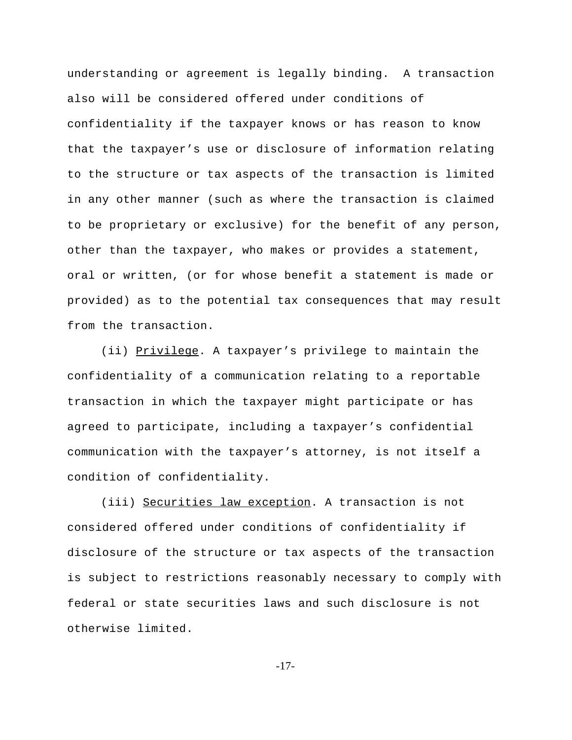understanding or agreement is legally binding. A transaction also will be considered offered under conditions of confidentiality if the taxpayer knows or has reason to know that the taxpayer's use or disclosure of information relating to the structure or tax aspects of the transaction is limited in any other manner (such as where the transaction is claimed to be proprietary or exclusive) for the benefit of any person, other than the taxpayer, who makes or provides a statement, oral or written, (or for whose benefit a statement is made or provided) as to the potential tax consequences that may result from the transaction.

(ii) Privilege. A taxpayer's privilege to maintain the confidentiality of a communication relating to a reportable transaction in which the taxpayer might participate or has agreed to participate, including a taxpayer's confidential communication with the taxpayer's attorney, is not itself a condition of confidentiality.

(iii) Securities law exception. A transaction is not considered offered under conditions of confidentiality if disclosure of the structure or tax aspects of the transaction is subject to restrictions reasonably necessary to comply with federal or state securities laws and such disclosure is not otherwise limited.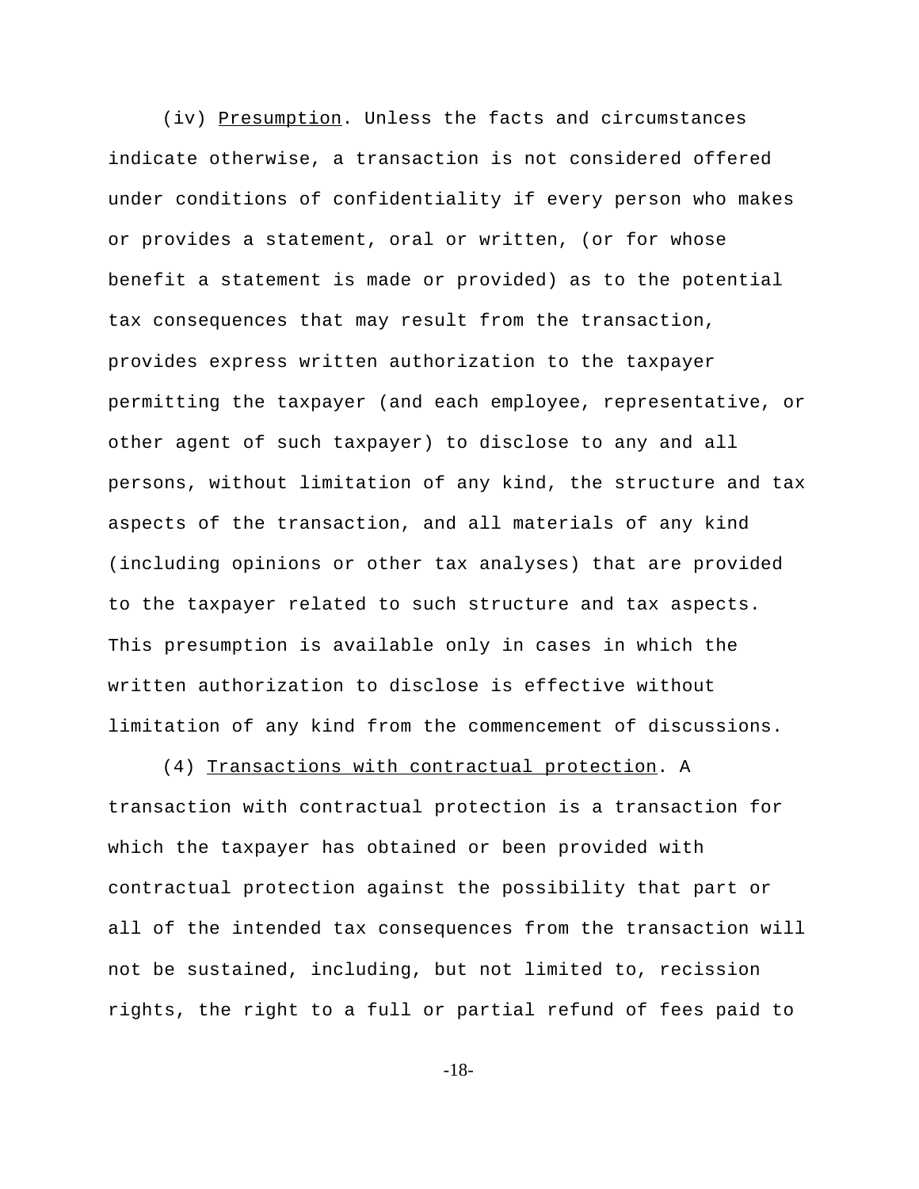(iv) Presumption. Unless the facts and circumstances indicate otherwise, a transaction is not considered offered under conditions of confidentiality if every person who makes or provides a statement, oral or written, (or for whose benefit a statement is made or provided) as to the potential tax consequences that may result from the transaction, provides express written authorization to the taxpayer permitting the taxpayer (and each employee, representative, or other agent of such taxpayer) to disclose to any and all persons, without limitation of any kind, the structure and tax aspects of the transaction, and all materials of any kind (including opinions or other tax analyses) that are provided to the taxpayer related to such structure and tax aspects. This presumption is available only in cases in which the written authorization to disclose is effective without limitation of any kind from the commencement of discussions.

(4) Transactions with contractual protection. A transaction with contractual protection is a transaction for which the taxpayer has obtained or been provided with contractual protection against the possibility that part or all of the intended tax consequences from the transaction will not be sustained, including, but not limited to, recission rights, the right to a full or partial refund of fees paid to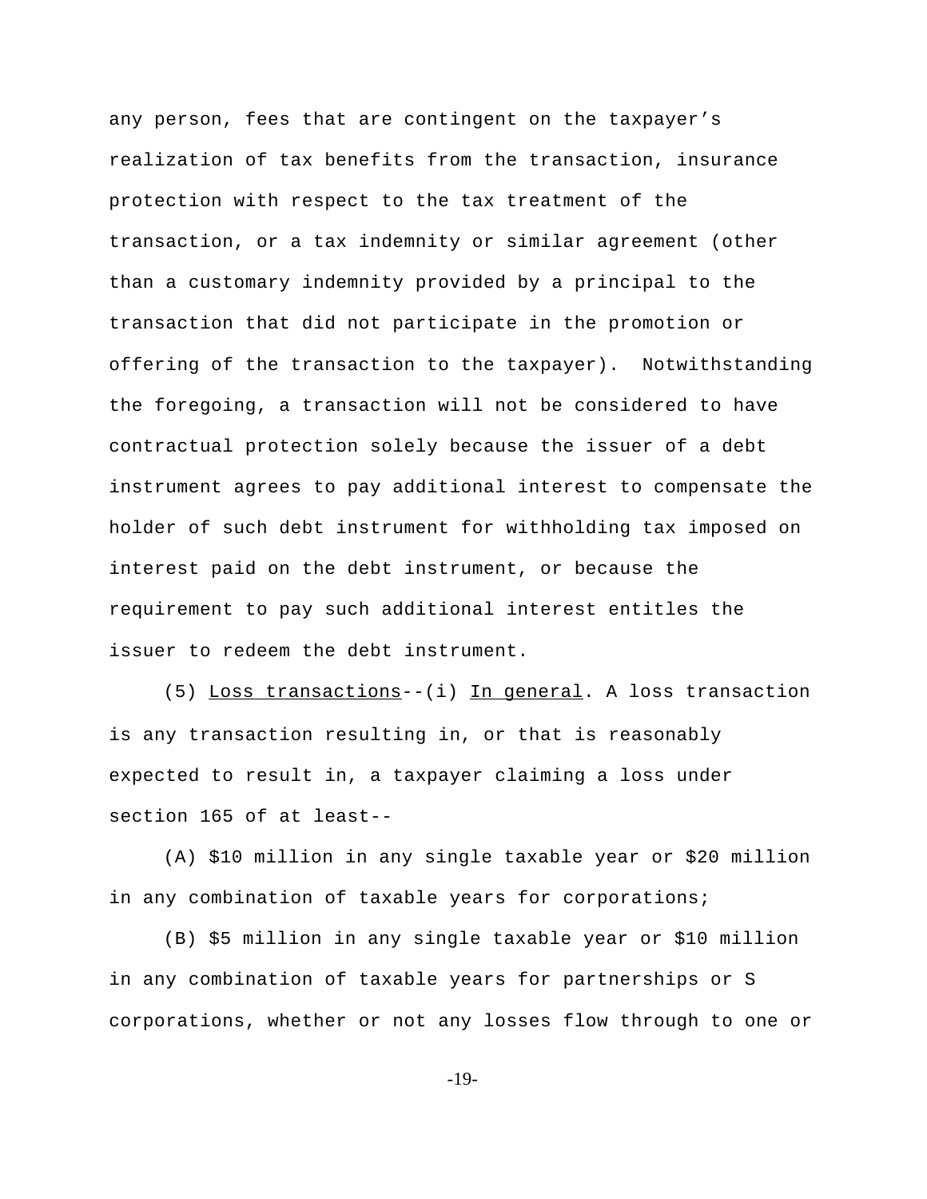any person, fees that are contingent on the taxpayer's realization of tax benefits from the transaction, insurance protection with respect to the tax treatment of the transaction, or a tax indemnity or similar agreement (other than a customary indemnity provided by a principal to the transaction that did not participate in the promotion or offering of the transaction to the taxpayer). Notwithstanding the foregoing, a transaction will not be considered to have contractual protection solely because the issuer of a debt instrument agrees to pay additional interest to compensate the holder of such debt instrument for withholding tax imposed on interest paid on the debt instrument, or because the requirement to pay such additional interest entitles the issuer to redeem the debt instrument.

(5) Loss transactions--(i) In general. A loss transaction is any transaction resulting in, or that is reasonably expected to result in, a taxpayer claiming a loss under section 165 of at least--

(A) $10 million in any single taxable year or $20 million in any combination of taxable years for corporations;

(B) $5 million in any single taxable year or $10 million in any combination of taxable years for partnerships or S corporations, whether or not any losses flow through to one or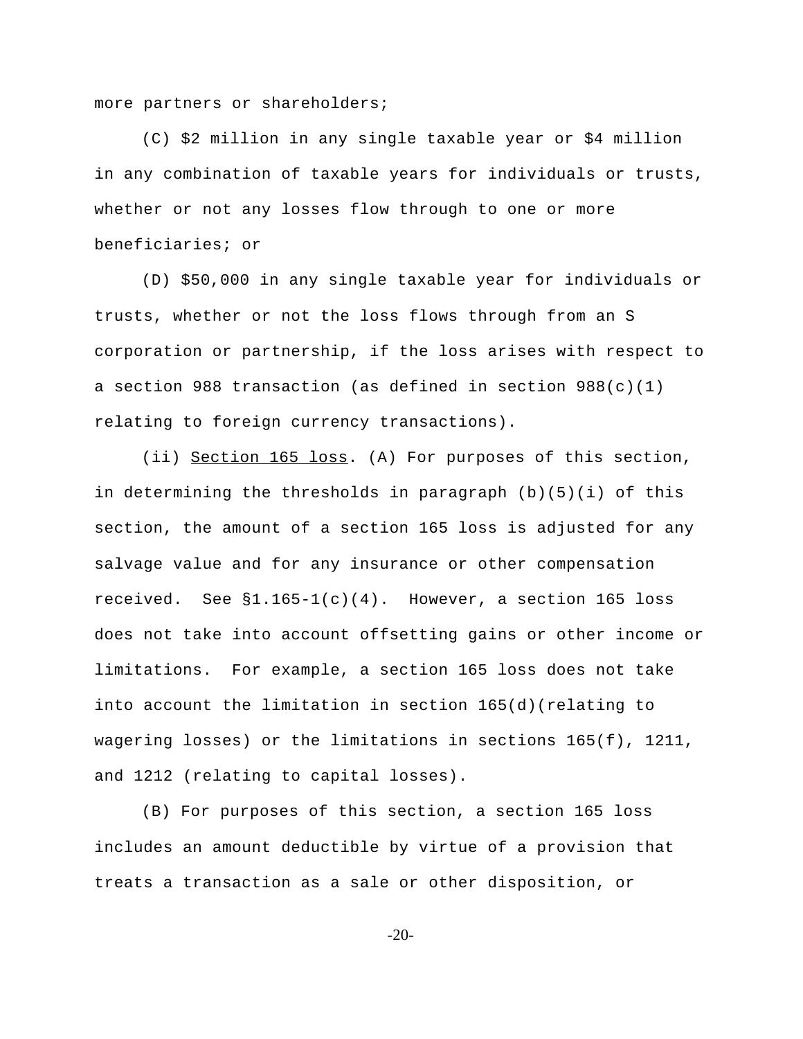more partners or shareholders;

(C) $2 million in any single taxable year or $4 million in any combination of taxable years for individuals or trusts, whether or not any losses flow through to one or more beneficiaries; or

(D) $50,000 in any single taxable year for individuals or trusts, whether or not the loss flows through from an S corporation or partnership, if the loss arises with respect to a section 988 transaction (as defined in section 988(c)(1) relating to foreign currency transactions).

(ii) <u>Section 165 loss</u>. (A) For purposes of this section, in determining the thresholds in paragraph (b)(5)(i) of this section, the amount of a section 165 loss is adjusted for any salvage value and for any insurance or other compensation received. See §1.165-1(c)(4). However, a section 165 loss does not take into account offsetting gains or other income or limitations. For example, a section 165 loss does not take into account the limitation in section 165(d)(relating to wagering losses) or the limitations in sections 165(f), 1211, and 1212 (relating to capital losses).

(B) For purposes of this section, a section 165 loss includes an amount deductible by virtue of a provision that treats a transaction as a sale or other disposition, or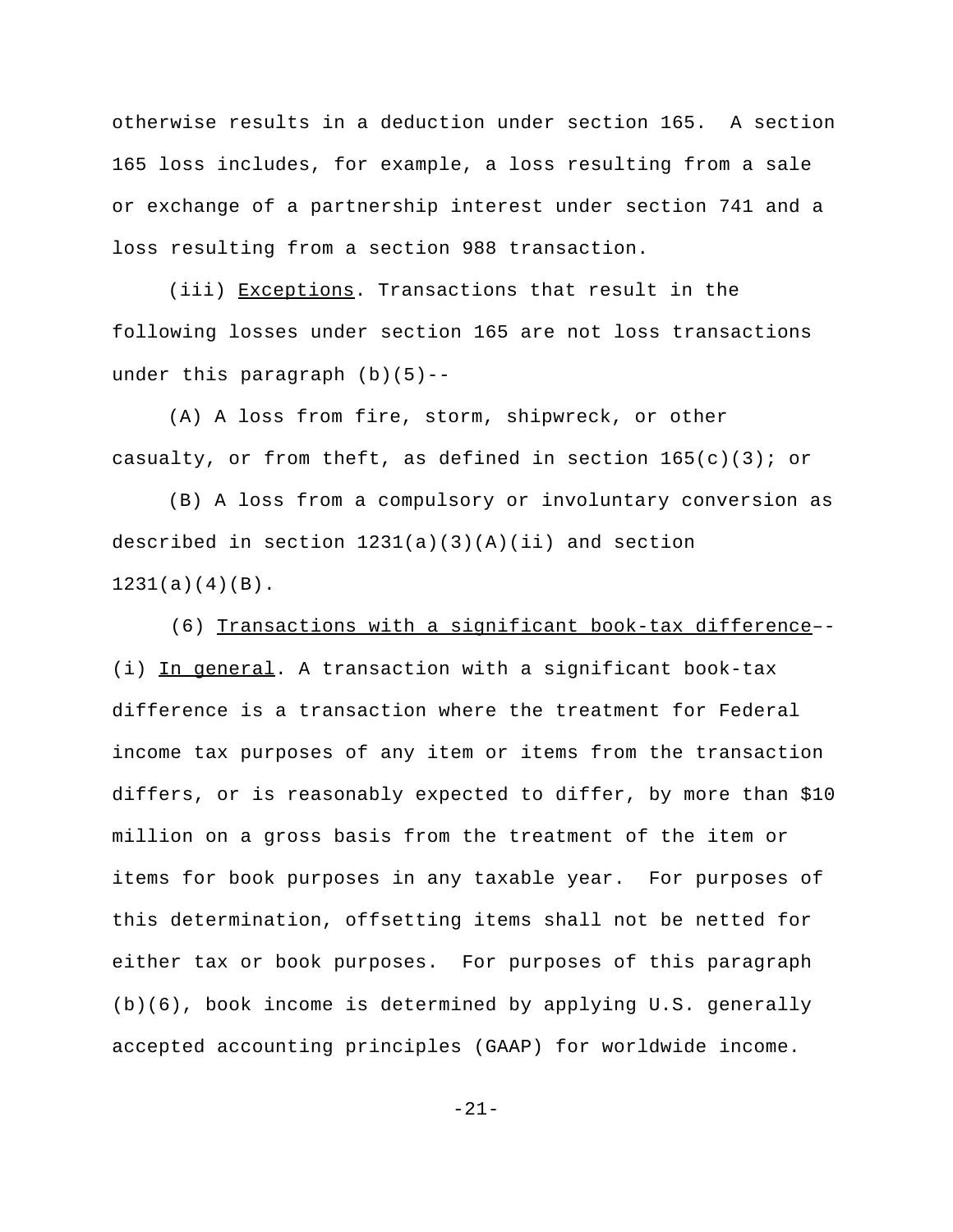otherwise results in a deduction under section 165. A section 165 loss includes, for example, a loss resulting from a sale or exchange of a partnership interest under section 741 and a loss resulting from a section 988 transaction.

(iii) Exceptions. Transactions that result in the following losses under section 165 are not loss transactions under this paragraph (b)(5)--

(A) A loss from fire, storm, shipwreck, or other casualty, or from theft, as defined in section 165(c)(3); or

(B) A loss from a compulsory or involuntary conversion as described in section 1231(a)(3)(A)(ii) and section 1231(a)(4)(B).

(6) Transactions with a significant book-tax difference--(i) In general. A transaction with a significant book-tax difference is a transaction where the treatment for Federal income tax purposes of any item or items from the transaction differs, or is reasonably expected to differ, by more than $10 million on a gross basis from the treatment of the item or items for book purposes in any taxable year. For purposes of this determination, offsetting items shall not be netted for either tax or book purposes. For purposes of this paragraph (b)(6), book income is determined by applying U.S. generally accepted accounting principles (GAAP) for worldwide income.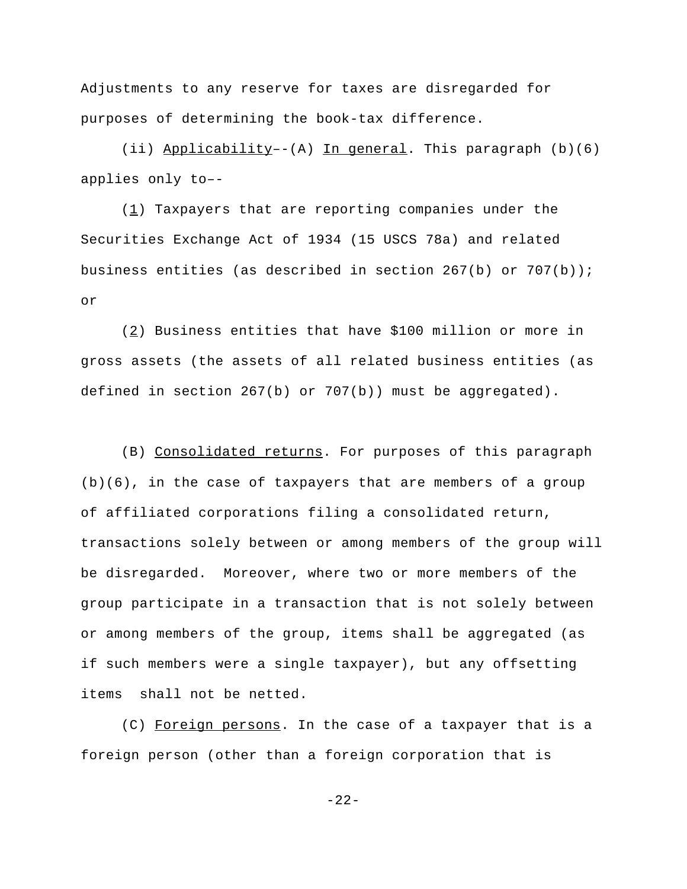Adjustments to any reserve for taxes are disregarded for purposes of determining the book-tax difference.

(ii) Applicability--(A) In general. This paragraph (b)(6) applies only to--

(1) Taxpayers that are reporting companies under the Securities Exchange Act of 1934 (15 USCS 78a) and related business entities (as described in section 267(b) or 707(b)); or

(2) Business entities that have $100 million or more in gross assets (the assets of all related business entities (as defined in section 267(b) or 707(b)) must be aggregated).

(B) Consolidated returns. For purposes of this paragraph (b)(6), in the case of taxpayers that are members of a group of affiliated corporations filing a consolidated return, transactions solely between or among members of the group will be disregarded. Moreover, where two or more members of the group participate in a transaction that is not solely between or among members of the group, items shall be aggregated (as if such members were a single taxpayer), but any offsetting items shall not be netted.

(C) Foreign persons. In the case of a taxpayer that is a foreign person (other than a foreign corporation that is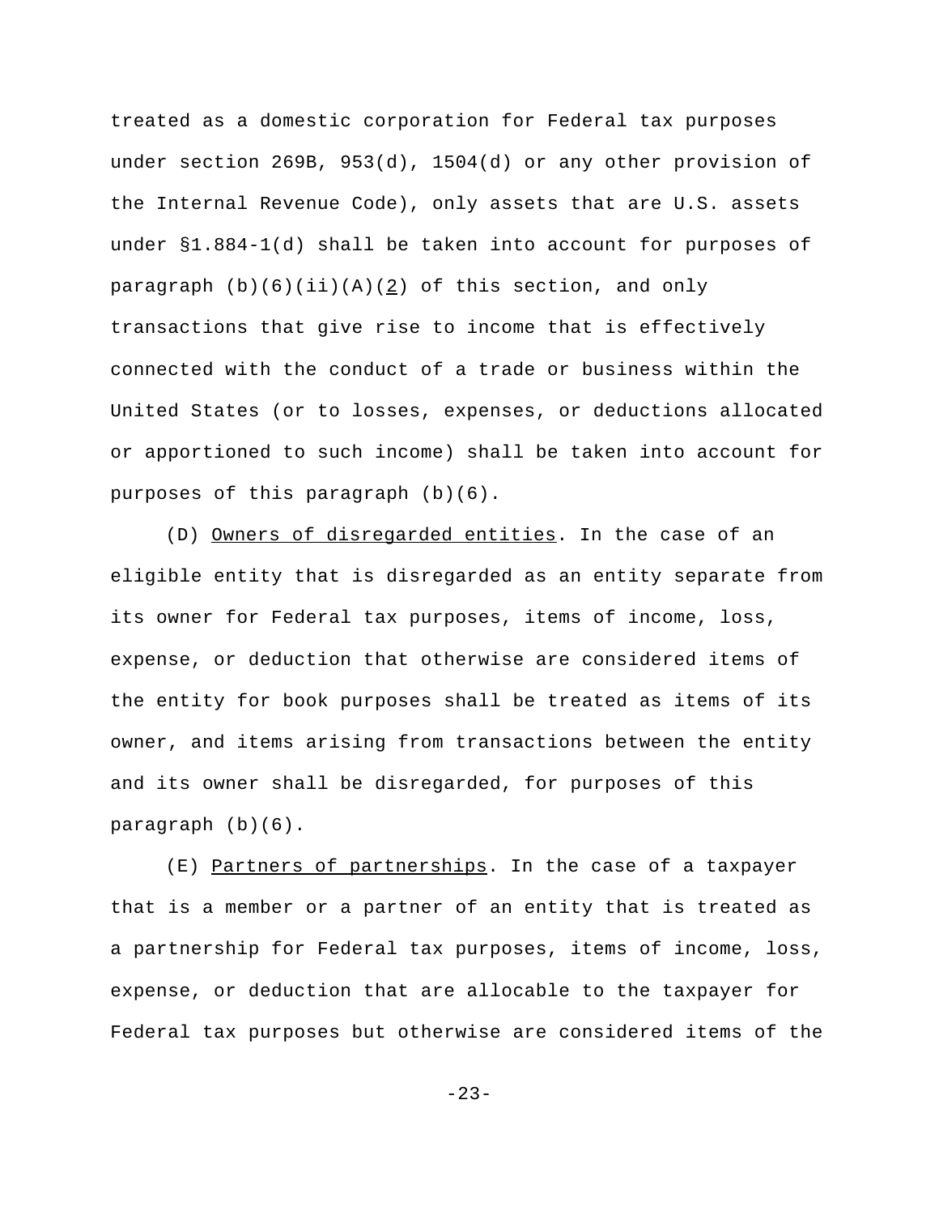treated as a domestic corporation for Federal tax purposes under section 269B, 953(d), 1504(d) or any other provision of the Internal Revenue Code), only assets that are U.S. assets under §1.884-1(d) shall be taken into account for purposes of paragraph (b)(6)(ii)(A)(2) of this section, and only transactions that give rise to income that is effectively connected with the conduct of a trade or business within the United States (or to losses, expenses, or deductions allocated or apportioned to such income) shall be taken into account for purposes of this paragraph (b)(6).

(D) Owners of disregarded entities. In the case of an eligible entity that is disregarded as an entity separate from its owner for Federal tax purposes, items of income, loss, expense, or deduction that otherwise are considered items of the entity for book purposes shall be treated as items of its owner, and items arising from transactions between the entity and its owner shall be disregarded, for purposes of this paragraph (b)(6).

(E) Partners of partnerships. In the case of a taxpayer that is a member or a partner of an entity that is treated as a partnership for Federal tax purposes, items of income, loss, expense, or deduction that are allocable to the taxpayer for Federal tax purposes but otherwise are considered items of the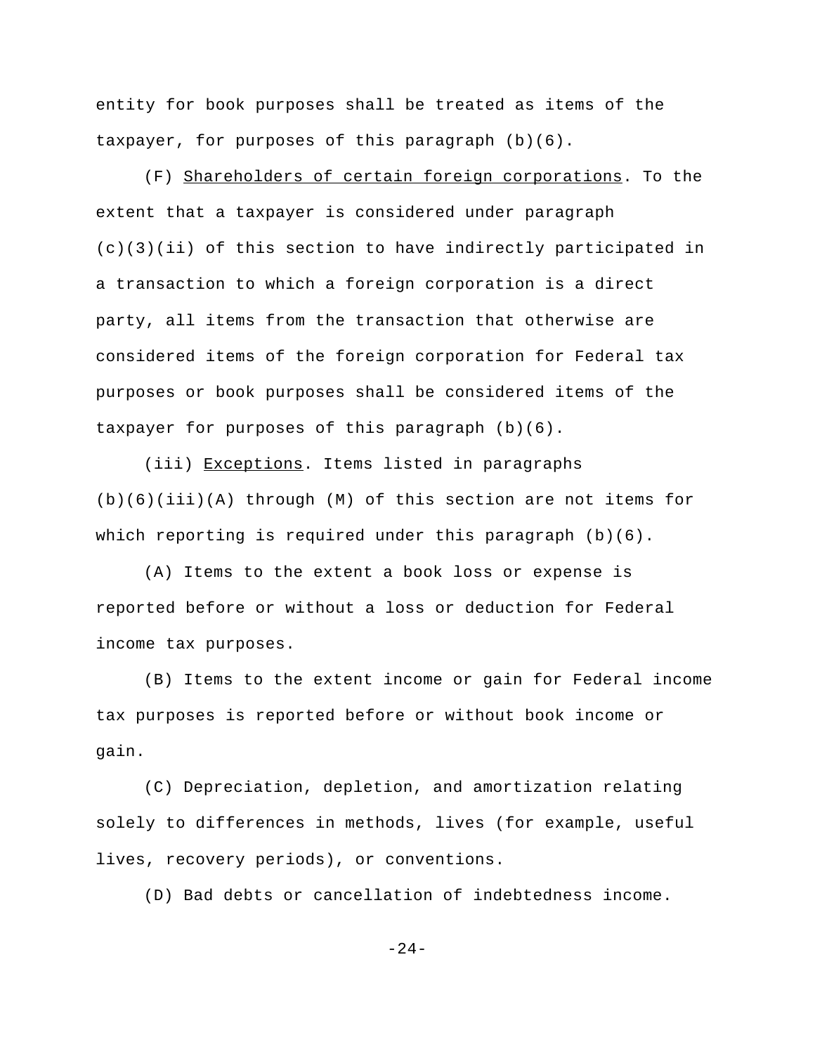entity for book purposes shall be treated as items of the taxpayer, for purposes of this paragraph (b)(6).

(F) Shareholders of certain foreign corporations. To the extent that a taxpayer is considered under paragraph (c)(3)(ii) of this section to have indirectly participated in a transaction to which a foreign corporation is a direct party, all items from the transaction that otherwise are considered items of the foreign corporation for Federal tax purposes or book purposes shall be considered items of the taxpayer for purposes of this paragraph (b)(6).

(iii) Exceptions. Items listed in paragraphs (b)(6)(iii)(A) through (M) of this section are not items for which reporting is required under this paragraph (b)(6).

(A) Items to the extent a book loss or expense is reported before or without a loss or deduction for Federal income tax purposes.

(B) Items to the extent income or gain for Federal income tax purposes is reported before or without book income or gain.

(C) Depreciation, depletion, and amortization relating solely to differences in methods, lives (for example, useful lives, recovery periods), or conventions.

(D) Bad debts or cancellation of indebtedness income.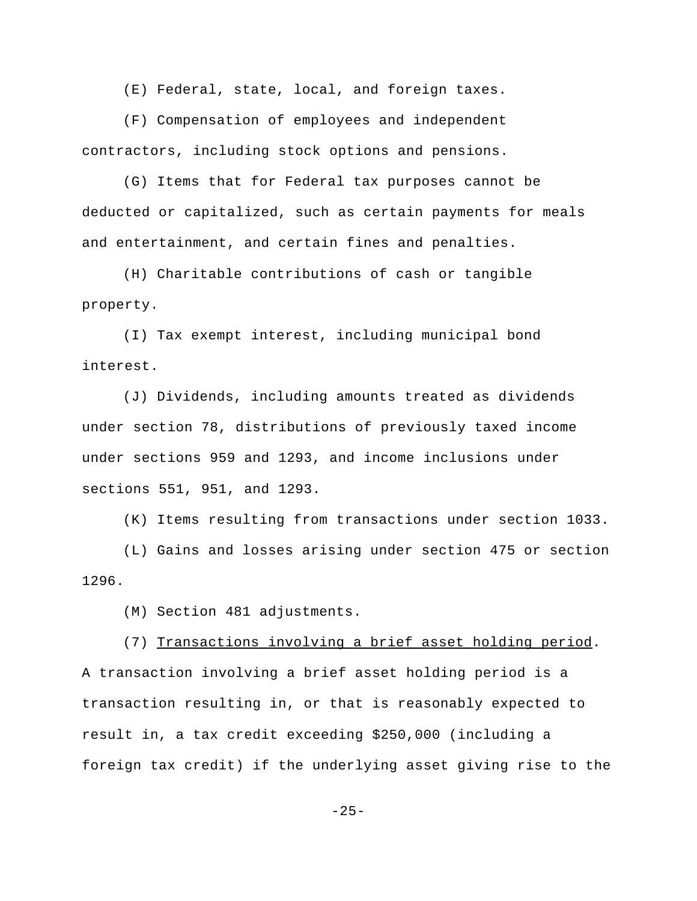(E) Federal, state, local, and foreign taxes.

(F) Compensation of employees and independent contractors, including stock options and pensions.

(G) Items that for Federal tax purposes cannot be deducted or capitalized, such as certain payments for meals and entertainment, and certain fines and penalties.

(H) Charitable contributions of cash or tangible property.

(I) Tax exempt interest, including municipal bond interest.

(J) Dividends, including amounts treated as dividends under section 78, distributions of previously taxed income under sections 959 and 1293, and income inclusions under sections 551, 951, and 1293.

(K) Items resulting from transactions under section 1033.

(L) Gains and losses arising under section 475 or section 1296.

(M) Section 481 adjustments.

(7) Transactions involving a brief asset holding period. A transaction involving a brief asset holding period is a transaction resulting in, or that is reasonably expected to result in, a tax credit exceeding $250,000 (including a foreign tax credit) if the underlying asset giving rise to the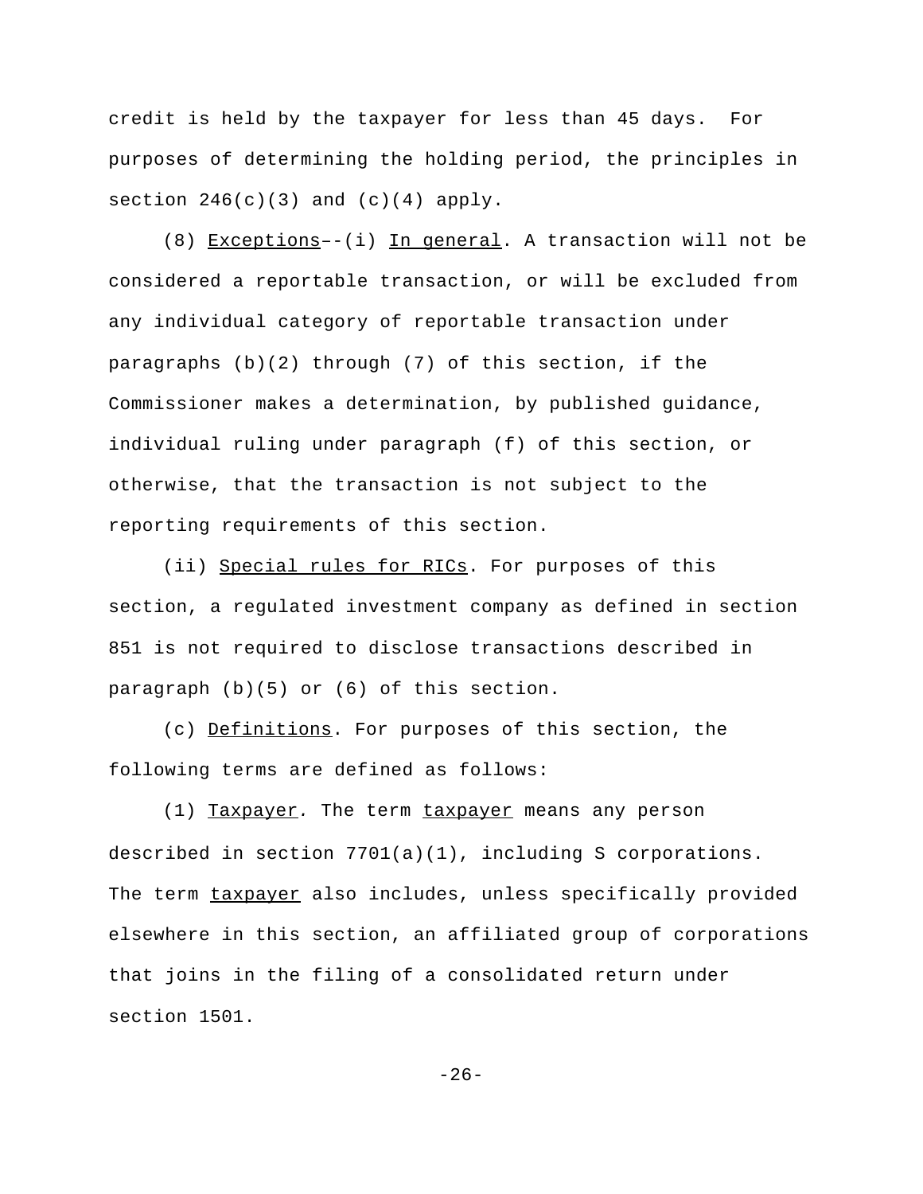credit is held by the taxpayer for less than 45 days. For purposes of determining the holding period, the principles in section 246(c)(3) and (c)(4) apply.

(8) Exceptions--(i) In general. A transaction will not be considered a reportable transaction, or will be excluded from any individual category of reportable transaction under paragraphs (b)(2) through (7) of this section, if the Commissioner makes a determination, by published guidance, individual ruling under paragraph (f) of this section, or otherwise, that the transaction is not subject to the reporting requirements of this section.

(ii) Special rules for RICs. For purposes of this section, a regulated investment company as defined in section 851 is not required to disclose transactions described in paragraph (b)(5) or (6) of this section.

(c) Definitions. For purposes of this section, the following terms are defined as follows:

(1) Taxpayer. The term taxpayer means any person described in section 7701(a)(1), including S corporations. The term taxpayer also includes, unless specifically provided elsewhere in this section, an affiliated group of corporations that joins in the filing of a consolidated return under section 1501.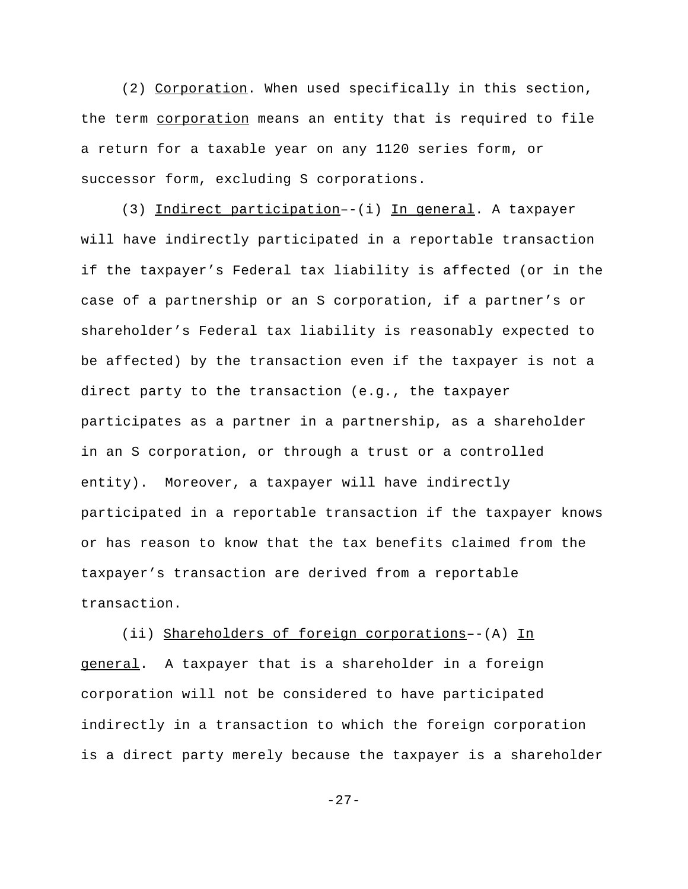(2) Corporation. When used specifically in this section, the term corporation means an entity that is required to file a return for a taxable year on any 1120 series form, or successor form, excluding S corporations.

(3) Indirect participation–-(i) In general. A taxpayer will have indirectly participated in a reportable transaction if the taxpayer's Federal tax liability is affected (or in the case of a partnership or an S corporation, if a partner's or shareholder's Federal tax liability is reasonably expected to be affected) by the transaction even if the taxpayer is not a direct party to the transaction (e.g., the taxpayer participates as a partner in a partnership, as a shareholder in an S corporation, or through a trust or a controlled entity). Moreover, a taxpayer will have indirectly participated in a reportable transaction if the taxpayer knows or has reason to know that the tax benefits claimed from the taxpayer's transaction are derived from a reportable transaction.

(ii) Shareholders of foreign corporations–-(A) In general. A taxpayer that is a shareholder in a foreign corporation will not be considered to have participated indirectly in a transaction to which the foreign corporation is a direct party merely because the taxpayer is a shareholder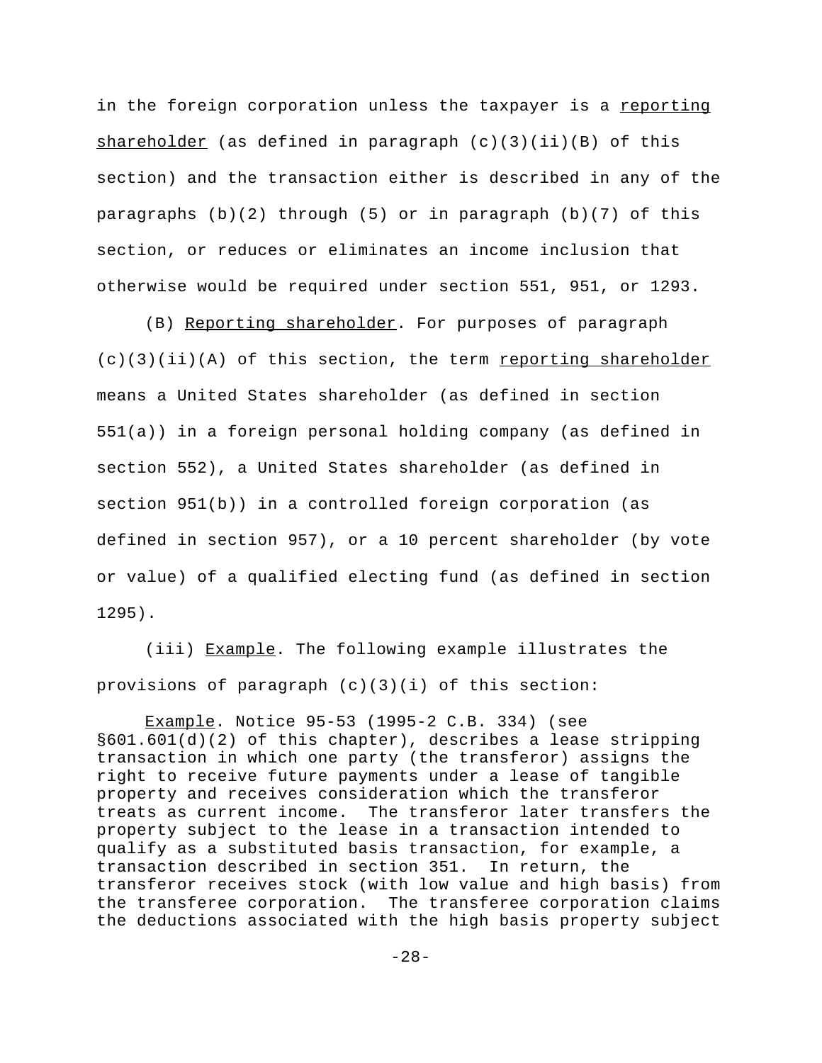in the foreign corporation unless the taxpayer is a _reporting shareholder_ (as defined in paragraph (c)(3)(ii)(B) of this section) and the transaction either is described in any of the paragraphs (b)(2) through (5) or in paragraph (b)(7) of this section, or reduces or eliminates an income inclusion that otherwise would be required under section 551, 951, or 1293.

(B) _Reporting shareholder_. For purposes of paragraph (c)(3)(ii)(A) of this section, the term _reporting shareholder_ means a United States shareholder (as defined in section 551(a)) in a foreign personal holding company (as defined in section 552), a United States shareholder (as defined in section 951(b)) in a controlled foreign corporation (as defined in section 957), or a 10 percent shareholder (by vote or value) of a qualified electing fund (as defined in section 1295).

(iii) _Example_. The following example illustrates the provisions of paragraph (c)(3)(i) of this section:

_Example_. Notice 95-53 (1995-2 C.B. 334) (see §601.601(d)(2) of this chapter), describes a lease stripping transaction in which one party (the transferor) assigns the right to receive future payments under a lease of tangible property and receives consideration which the transferor treats as current income. The transferor later transfers the property subject to the lease in a transaction intended to qualify as a substituted basis transaction, for example, a transaction described in section 351. In return, the transferor receives stock (with low value and high basis) from the transferee corporation. The transferee corporation claims the deductions associated with the high basis property subject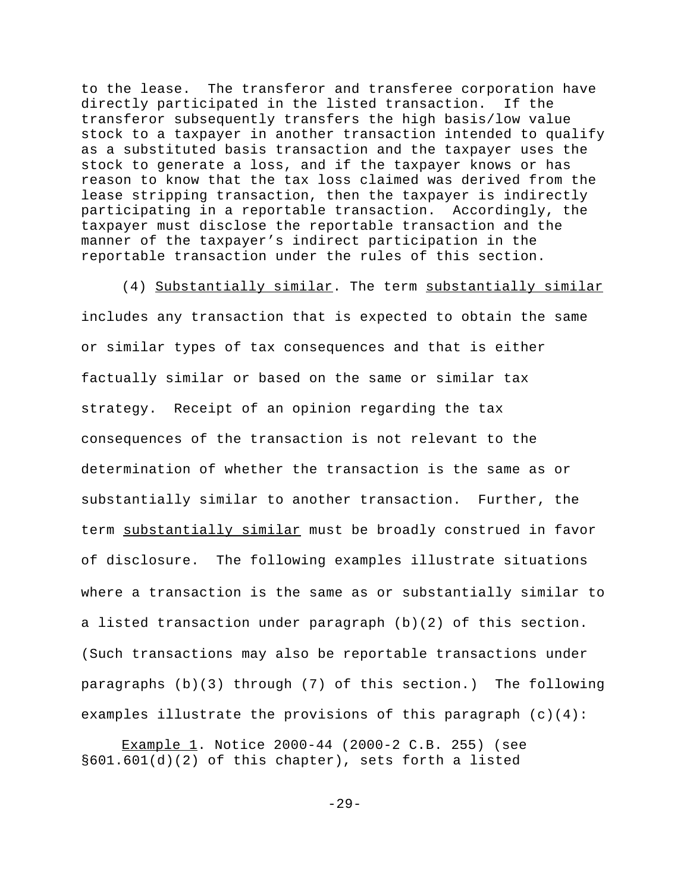to the lease. The transferor and transferee corporation have directly participated in the listed transaction. If the transferor subsequently transfers the high basis/low value stock to a taxpayer in another transaction intended to qualify as a substituted basis transaction and the taxpayer uses the stock to generate a loss, and if the taxpayer knows or has reason to know that the tax loss claimed was derived from the lease stripping transaction, then the taxpayer is indirectly participating in a reportable transaction. Accordingly, the taxpayer must disclose the reportable transaction and the manner of the taxpayer's indirect participation in the reportable transaction under the rules of this section.

(4) Substantially similar. The term substantially similar includes any transaction that is expected to obtain the same or similar types of tax consequences and that is either factually similar or based on the same or similar tax strategy. Receipt of an opinion regarding the tax consequences of the transaction is not relevant to the determination of whether the transaction is the same as or substantially similar to another transaction. Further, the term substantially similar must be broadly construed in favor of disclosure. The following examples illustrate situations where a transaction is the same as or substantially similar to a listed transaction under paragraph (b)(2) of this section. (Such transactions may also be reportable transactions under paragraphs (b)(3) through (7) of this section.) The following examples illustrate the provisions of this paragraph (c)(4):

Example 1. Notice 2000-44 (2000-2 C.B. 255) (see §601.601(d)(2) of this chapter), sets forth a listed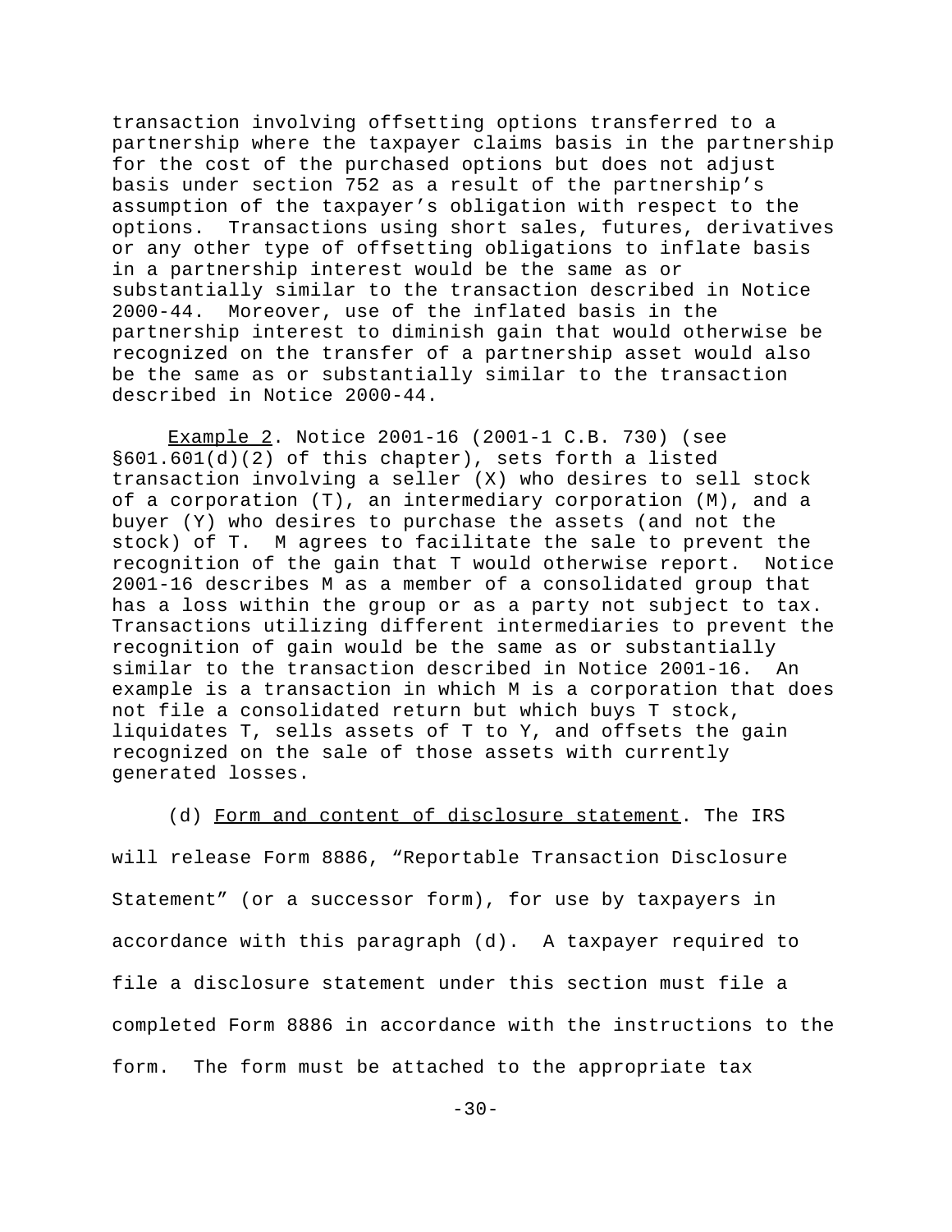transaction involving offsetting options transferred to a partnership where the taxpayer claims basis in the partnership for the cost of the purchased options but does not adjust basis under section 752 as a result of the partnership's assumption of the taxpayer's obligation with respect to the options. Transactions using short sales, futures, derivatives or any other type of offsetting obligations to inflate basis in a partnership interest would be the same as or substantially similar to the transaction described in Notice 2000-44. Moreover, use of the inflated basis in the partnership interest to diminish gain that would otherwise be recognized on the transfer of a partnership asset would also be the same as or substantially similar to the transaction described in Notice 2000-44.

Example 2. Notice 2001-16 (2001-1 C.B. 730) (see §601.601(d)(2) of this chapter), sets forth a listed transaction involving a seller (X) who desires to sell stock of a corporation (T), an intermediary corporation (M), and a buyer (Y) who desires to purchase the assets (and not the stock) of T. M agrees to facilitate the sale to prevent the recognition of the gain that T would otherwise report. Notice 2001-16 describes M as a member of a consolidated group that has a loss within the group or as a party not subject to tax. Transactions utilizing different intermediaries to prevent the recognition of gain would be the same as or substantially similar to the transaction described in Notice 2001-16. An example is a transaction in which M is a corporation that does not file a consolidated return but which buys T stock, liquidates T, sells assets of T to Y, and offsets the gain recognized on the sale of those assets with currently generated losses.

(d) Form and content of disclosure statement. The IRS will release Form 8886, "Reportable Transaction Disclosure Statement" (or a successor form), for use by taxpayers in accordance with this paragraph (d). A taxpayer required to file a disclosure statement under this section must file a completed Form 8886 in accordance with the instructions to the form. The form must be attached to the appropriate tax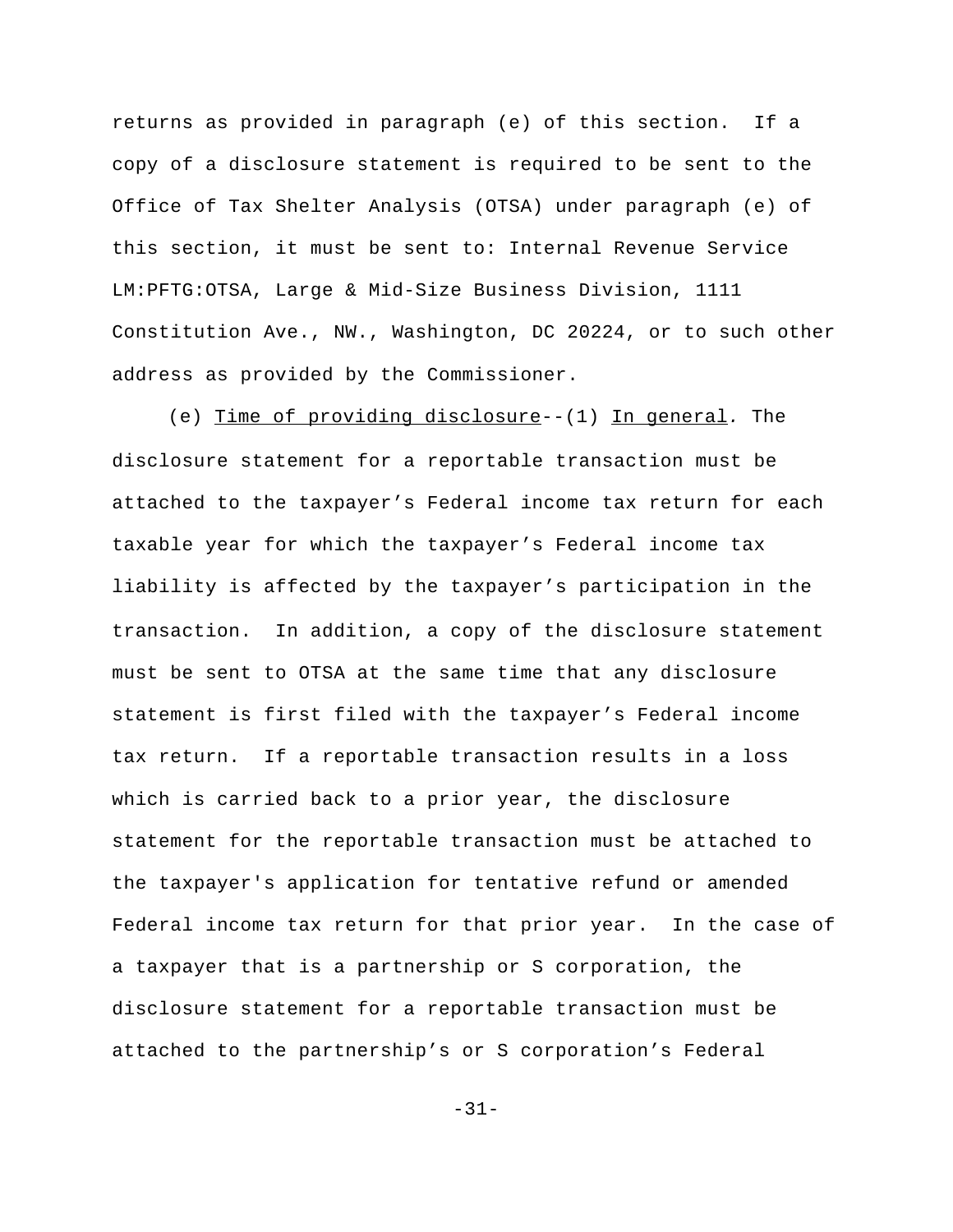returns as provided in paragraph (e) of this section. If a copy of a disclosure statement is required to be sent to the Office of Tax Shelter Analysis (OTSA) under paragraph (e) of this section, it must be sent to: Internal Revenue Service LM:PFTG:OTSA, Large & Mid-Size Business Division, 1111 Constitution Ave., NW., Washington, DC 20224, or to such other address as provided by the Commissioner.

(e) Time of providing disclosure--(1) In general. The disclosure statement for a reportable transaction must be attached to the taxpayer's Federal income tax return for each taxable year for which the taxpayer's Federal income tax liability is affected by the taxpayer's participation in the transaction. In addition, a copy of the disclosure statement must be sent to OTSA at the same time that any disclosure statement is first filed with the taxpayer's Federal income tax return. If a reportable transaction results in a loss which is carried back to a prior year, the disclosure statement for the reportable transaction must be attached to the taxpayer's application for tentative refund or amended Federal income tax return for that prior year. In the case of a taxpayer that is a partnership or S corporation, the disclosure statement for a reportable transaction must be attached to the partnership's or S corporation's Federal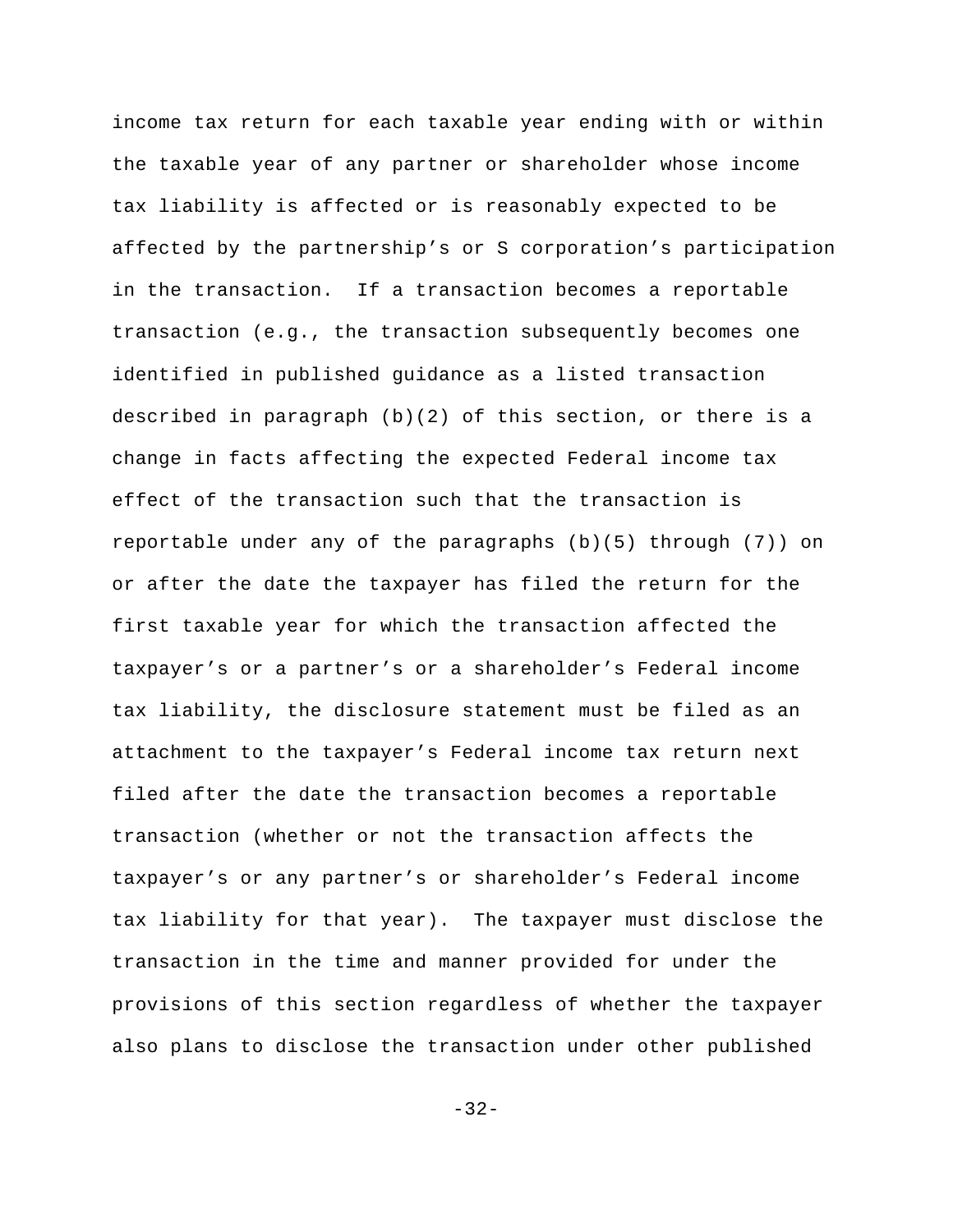income tax return for each taxable year ending with or within the taxable year of any partner or shareholder whose income tax liability is affected or is reasonably expected to be affected by the partnership's or S corporation's participation in the transaction. If a transaction becomes a reportable transaction (e.g., the transaction subsequently becomes one identified in published guidance as a listed transaction described in paragraph (b)(2) of this section, or there is a change in facts affecting the expected Federal income tax effect of the transaction such that the transaction is reportable under any of the paragraphs (b)(5) through (7)) on or after the date the taxpayer has filed the return for the first taxable year for which the transaction affected the taxpayer's or a partner's or a shareholder's Federal income tax liability, the disclosure statement must be filed as an attachment to the taxpayer's Federal income tax return next filed after the date the transaction becomes a reportable transaction (whether or not the transaction affects the taxpayer's or any partner's or shareholder's Federal income tax liability for that year). The taxpayer must disclose the transaction in the time and manner provided for under the provisions of this section regardless of whether the taxpayer also plans to disclose the transaction under other published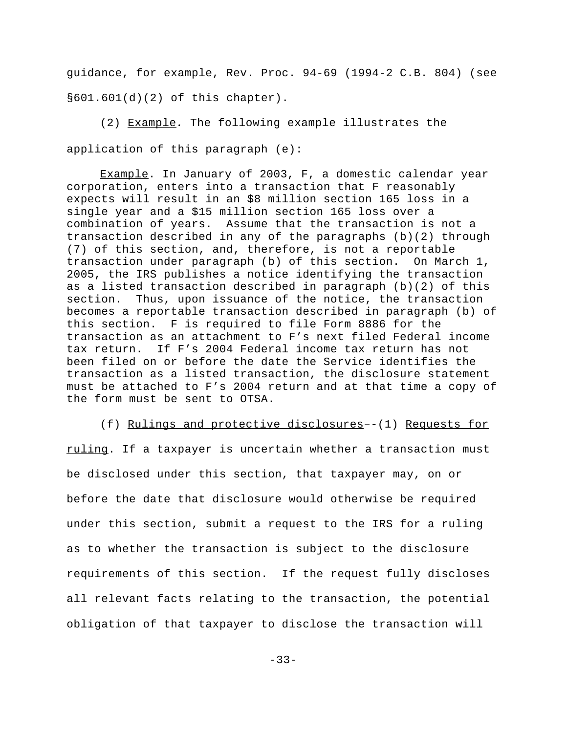guidance, for example, Rev. Proc. 94-69 (1994-2 C.B. 804) (see §601.601(d)(2) of this chapter).

(2) Example*.* The following example illustrates the application of this paragraph (e):

Example. In January of 2003, F, a domestic calendar year corporation, enters into a transaction that F reasonably expects will result in an $8 million section 165 loss in a single year and a $15 million section 165 loss over a combination of years. Assume that the transaction is not a transaction described in any of the paragraphs (b)(2) through (7) of this section, and, therefore, is not a reportable transaction under paragraph (b) of this section. On March 1, 2005, the IRS publishes a notice identifying the transaction as a listed transaction described in paragraph (b)(2) of this section. Thus, upon issuance of the notice, the transaction becomes a reportable transaction described in paragraph (b) of this section. F is required to file Form 8886 for the transaction as an attachment to F's next filed Federal income tax return. If F's 2004 Federal income tax return has not been filed on or before the date the Service identifies the transaction as a listed transaction, the disclosure statement must be attached to F's 2004 return and at that time a copy of the form must be sent to OTSA.

(f) Rulings and protective disclosures–-(1) Requests for ruling. If a taxpayer is uncertain whether a transaction must be disclosed under this section, that taxpayer may, on or before the date that disclosure would otherwise be required under this section, submit a request to the IRS for a ruling as to whether the transaction is subject to the disclosure requirements of this section. If the request fully discloses all relevant facts relating to the transaction, the potential obligation of that taxpayer to disclose the transaction will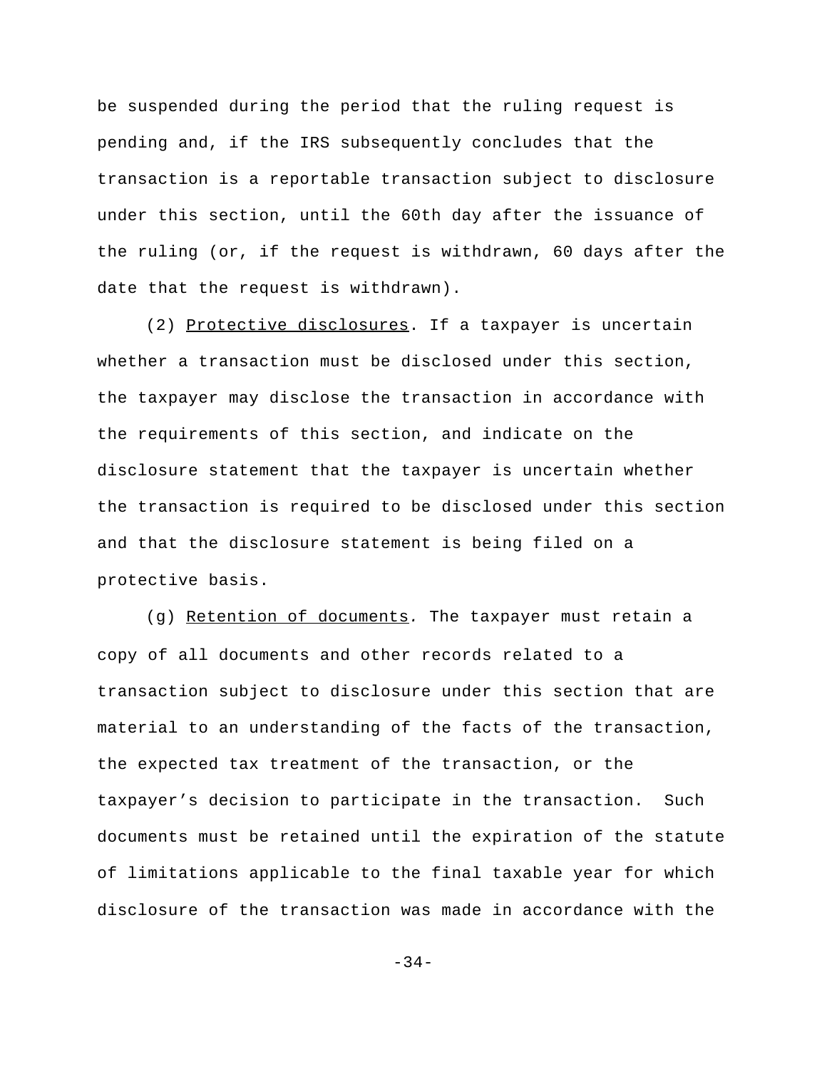be suspended during the period that the ruling request is pending and, if the IRS subsequently concludes that the transaction is a reportable transaction subject to disclosure under this section, until the 60th day after the issuance of the ruling (or, if the request is withdrawn, 60 days after the date that the request is withdrawn).

(2) Protective disclosures. If a taxpayer is uncertain whether a transaction must be disclosed under this section, the taxpayer may disclose the transaction in accordance with the requirements of this section, and indicate on the disclosure statement that the taxpayer is uncertain whether the transaction is required to be disclosed under this section and that the disclosure statement is being filed on a protective basis.

(g) Retention of documents. The taxpayer must retain a copy of all documents and other records related to a transaction subject to disclosure under this section that are material to an understanding of the facts of the transaction, the expected tax treatment of the transaction, or the taxpayer's decision to participate in the transaction. Such documents must be retained until the expiration of the statute of limitations applicable to the final taxable year for which disclosure of the transaction was made in accordance with the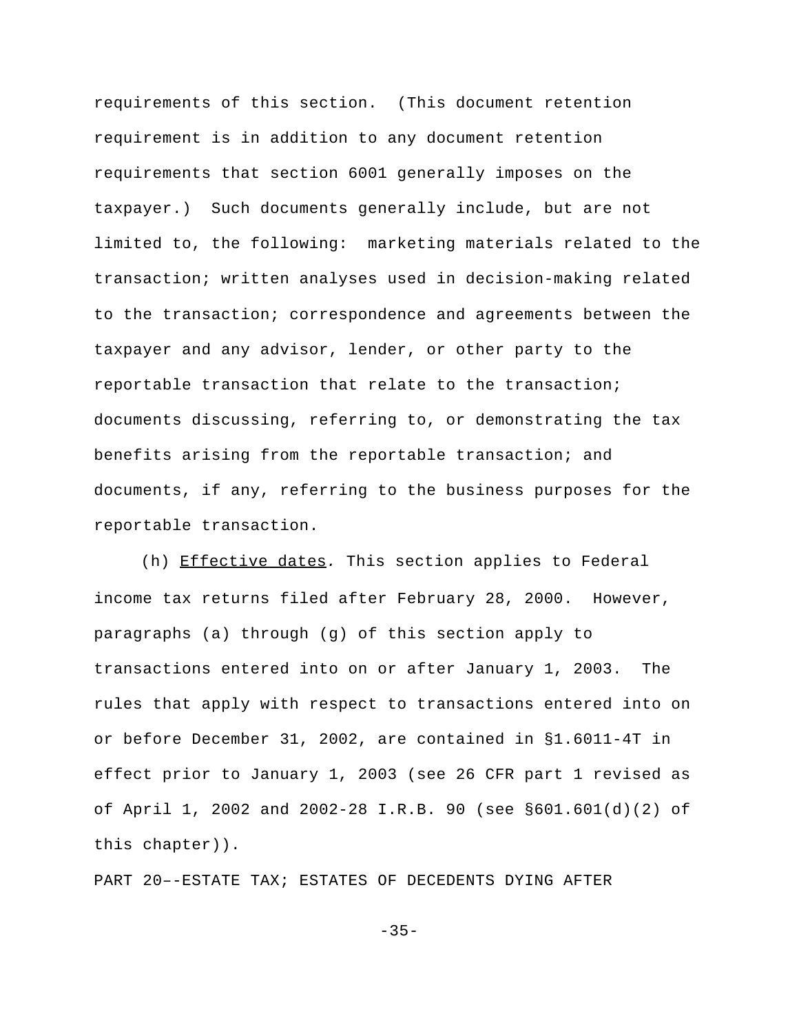requirements of this section. (This document retention requirement is in addition to any document retention requirements that section 6001 generally imposes on the taxpayer.) Such documents generally include, but are not limited to, the following: marketing materials related to the transaction; written analyses used in decision-making related to the transaction; correspondence and agreements between the taxpayer and any advisor, lender, or other party to the reportable transaction that relate to the transaction; documents discussing, referring to, or demonstrating the tax benefits arising from the reportable transaction; and documents, if any, referring to the business purposes for the reportable transaction.

(h) Effective dates. This section applies to Federal income tax returns filed after February 28, 2000. However, paragraphs (a) through (g) of this section apply to transactions entered into on or after January 1, 2003. The rules that apply with respect to transactions entered into on or before December 31, 2002, are contained in §1.6011-4T in effect prior to January 1, 2003 (see 26 CFR part 1 revised as of April 1, 2002 and 2002-28 I.R.B. 90 (see §601.601(d)(2) of this chapter)).

PART 20–-ESTATE TAX; ESTATES OF DECEDENTS DYING AFTER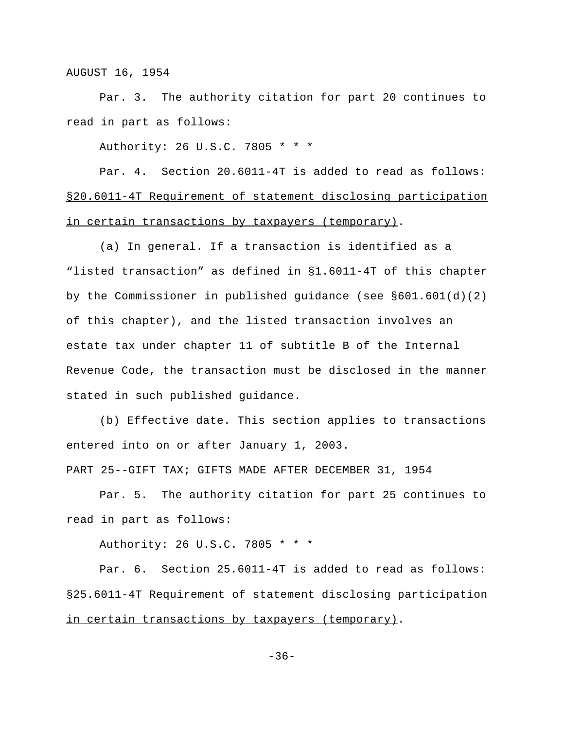AUGUST 16, 1954

Par. 3. The authority citation for part 20 continues to read in part as follows:

Authority: 26 U.S.C. 7805 * * *

Par. 4. Section 20.6011-4T is added to read as follows:

§20.6011-4T Requirement of statement disclosing participation in certain transactions by taxpayers (temporary).

(a) In general. If a transaction is identified as a "listed transaction" as defined in §1.6011-4T of this chapter by the Commissioner in published guidance (see §601.601(d)(2) of this chapter), and the listed transaction involves an estate tax under chapter 11 of subtitle B of the Internal Revenue Code, the transaction must be disclosed in the manner stated in such published guidance.

(b) Effective date. This section applies to transactions entered into on or after January 1, 2003.

PART 25--GIFT TAX; GIFTS MADE AFTER DECEMBER 31, 1954

Par. 5. The authority citation for part 25 continues to read in part as follows:

Authority: 26 U.S.C. 7805 * * *

Par. 6. Section 25.6011-4T is added to read as follows:

§25.6011-4T Requirement of statement disclosing participation in certain transactions by taxpayers (temporary).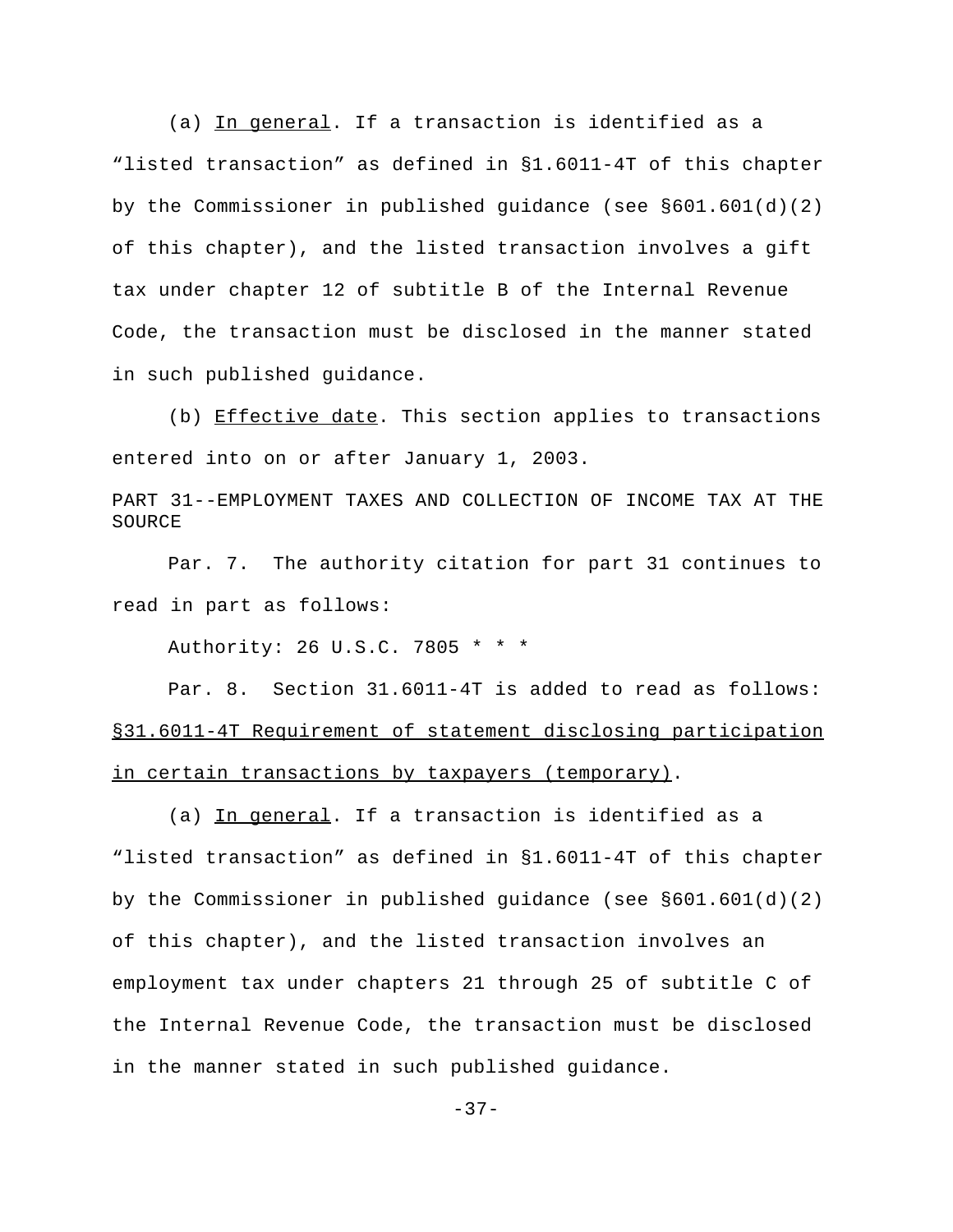(a) In general. If a transaction is identified as a "listed transaction" as defined in §1.6011-4T of this chapter by the Commissioner in published guidance (see §601.601(d)(2) of this chapter), and the listed transaction involves a gift tax under chapter 12 of subtitle B of the Internal Revenue Code, the transaction must be disclosed in the manner stated in such published guidance.

(b) Effective date. This section applies to transactions entered into on or after January 1, 2003.

PART 31--EMPLOYMENT TAXES AND COLLECTION OF INCOME TAX AT THE SOURCE

Par. 7. The authority citation for part 31 continues to read in part as follows:

Authority: 26 U.S.C. 7805 * * *

Par. 8. Section 31.6011-4T is added to read as follows:

§31.6011-4T Requirement of statement disclosing participation in certain transactions by taxpayers (temporary).

(a) In general. If a transaction is identified as a "listed transaction" as defined in §1.6011-4T of this chapter by the Commissioner in published guidance (see §601.601(d)(2) of this chapter), and the listed transaction involves an employment tax under chapters 21 through 25 of subtitle C of the Internal Revenue Code, the transaction must be disclosed in the manner stated in such published guidance.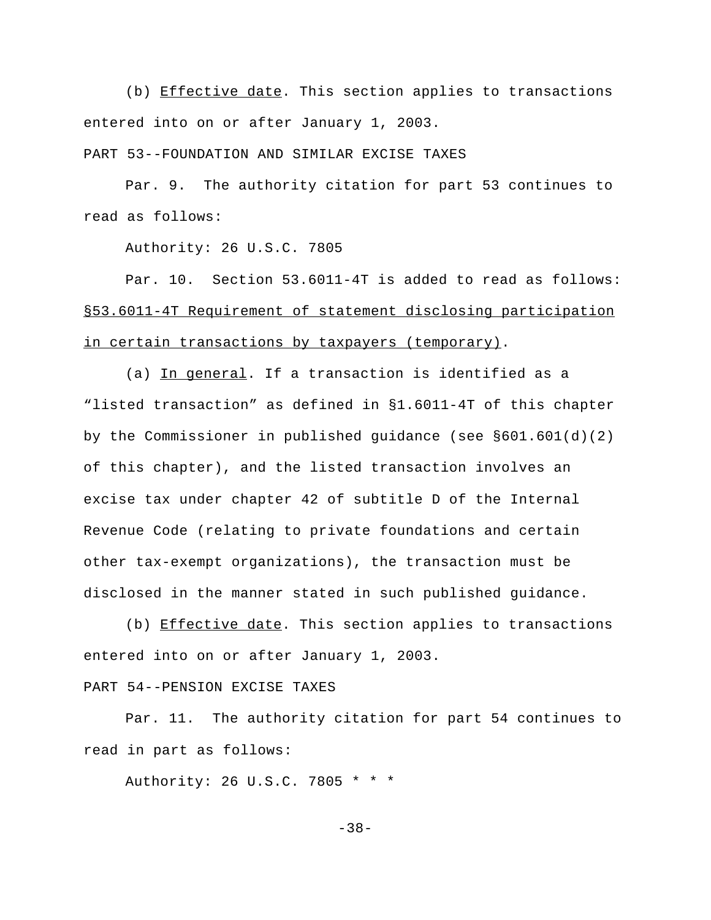(b) Effective date. This section applies to transactions entered into on or after January 1, 2003.

PART 53--FOUNDATION AND SIMILAR EXCISE TAXES

Par. 9. The authority citation for part 53 continues to read as follows:

Authority: 26 U.S.C. 7805

Par. 10. Section 53.6011-4T is added to read as follows:

§53.6011-4T Requirement of statement disclosing participation in certain transactions by taxpayers (temporary).

(a) In general. If a transaction is identified as a "listed transaction" as defined in §1.6011-4T of this chapter by the Commissioner in published guidance (see §601.601(d)(2) of this chapter), and the listed transaction involves an excise tax under chapter 42 of subtitle D of the Internal Revenue Code (relating to private foundations and certain other tax-exempt organizations), the transaction must be disclosed in the manner stated in such published guidance.

(b) Effective date. This section applies to transactions entered into on or after January 1, 2003.

PART 54--PENSION EXCISE TAXES

Par. 11. The authority citation for part 54 continues to read in part as follows:

Authority: 26 U.S.C. 7805 * * *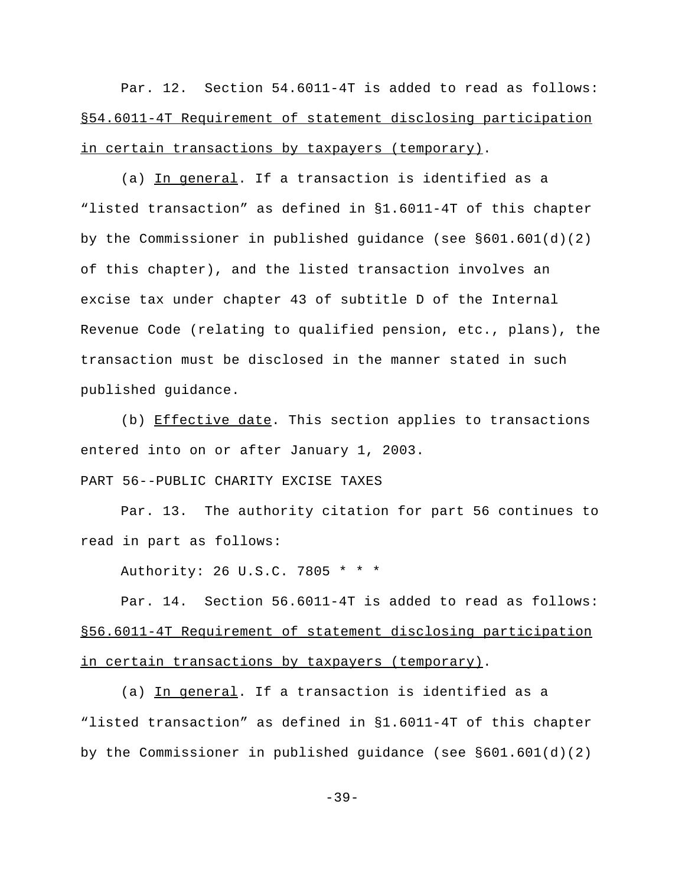Par. 12. Section 54.6011-4T is added to read as follows:

§54.6011-4T Requirement of statement disclosing participation in certain transactions by taxpayers (temporary).

(a) In general. If a transaction is identified as a "listed transaction" as defined in §1.6011-4T of this chapter by the Commissioner in published guidance (see §601.601(d)(2) of this chapter), and the listed transaction involves an excise tax under chapter 43 of subtitle D of the Internal Revenue Code (relating to qualified pension, etc., plans), the transaction must be disclosed in the manner stated in such published guidance.

(b) Effective date. This section applies to transactions entered into on or after January 1, 2003.

PART 56--PUBLIC CHARITY EXCISE TAXES

Par. 13. The authority citation for part 56 continues to read in part as follows:

Authority: 26 U.S.C. 7805 * * *

Par. 14. Section 56.6011-4T is added to read as follows:

§56.6011-4T Requirement of statement disclosing participation in certain transactions by taxpayers (temporary).

(a) In general. If a transaction is identified as a "listed transaction" as defined in §1.6011-4T of this chapter by the Commissioner in published guidance (see §601.601(d)(2)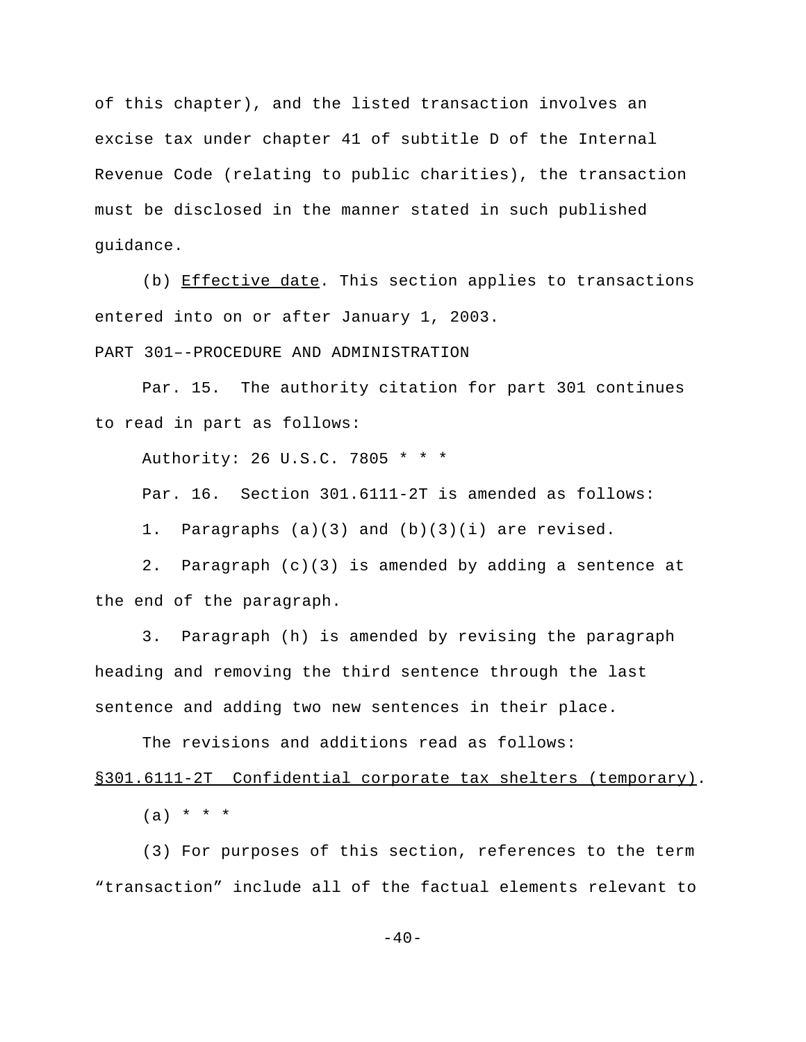of this chapter), and the listed transaction involves an excise tax under chapter 41 of subtitle D of the Internal Revenue Code (relating to public charities), the transaction must be disclosed in the manner stated in such published guidance.

(b) Effective date. This section applies to transactions entered into on or after January 1, 2003.

PART 301–-PROCEDURE AND ADMINISTRATION

Par. 15. The authority citation for part 301 continues to read in part as follows:

Authority: 26 U.S.C. 7805 * * *

Par. 16. Section 301.6111-2T is amended as follows:

1. Paragraphs (a)(3) and (b)(3)(i) are revised.

2. Paragraph (c)(3) is amended by adding a sentence at the end of the paragraph.

3. Paragraph (h) is amended by revising the paragraph heading and removing the third sentence through the last sentence and adding two new sentences in their place.

The revisions and additions read as follows:

§301.6111-2T Confidential corporate tax shelters (temporary).

(a) * * *

(3) For purposes of this section, references to the term "transaction" include all of the factual elements relevant to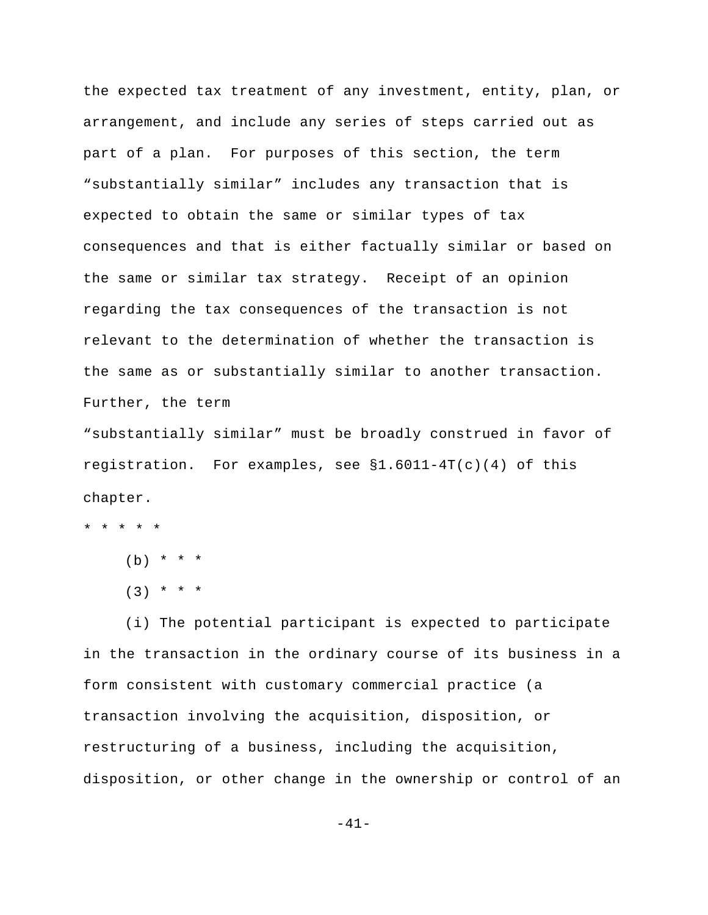the expected tax treatment of any investment, entity, plan, or arrangement, and include any series of steps carried out as part of a plan. For purposes of this section, the term "substantially similar" includes any transaction that is expected to obtain the same or similar types of tax consequences and that is either factually similar or based on the same or similar tax strategy. Receipt of an opinion regarding the tax consequences of the transaction is not relevant to the determination of whether the transaction is the same as or substantially similar to another transaction. Further, the term "substantially similar" must be broadly construed in favor of registration. For examples, see §1.6011-4T(c)(4) of this chapter.

\* \* \* \* \*

(b) \* \* \*

(3) \* \* \*

(i) The potential participant is expected to participate in the transaction in the ordinary course of its business in a form consistent with customary commercial practice (a transaction involving the acquisition, disposition, or restructuring of a business, including the acquisition, disposition, or other change in the ownership or control of an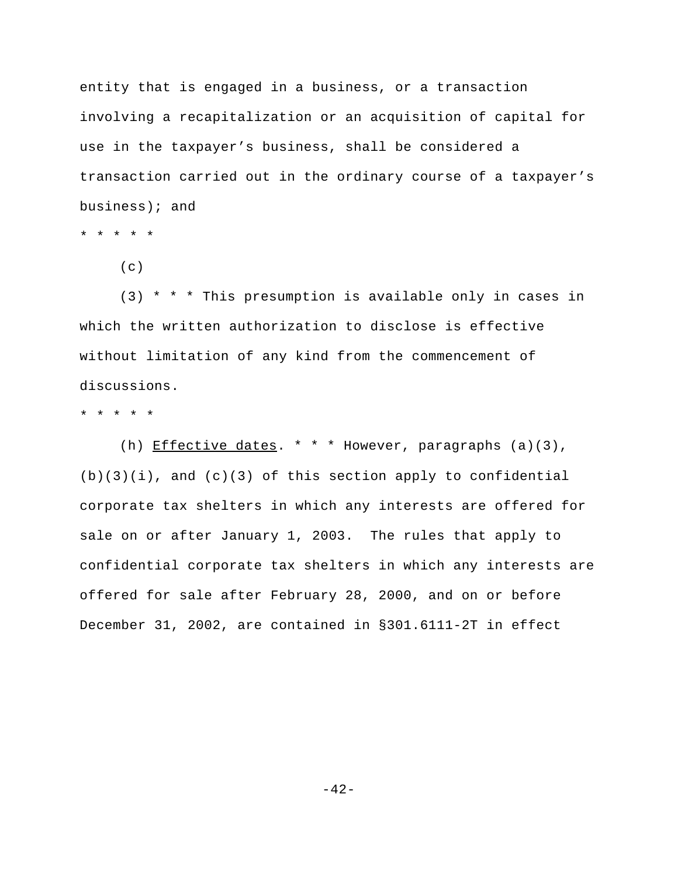entity that is engaged in a business, or a transaction involving a recapitalization or an acquisition of capital for use in the taxpayer's business, shall be considered a transaction carried out in the ordinary course of a taxpayer's business); and

\* \* \* \* \*

(c)

(3) \* \* \* This presumption is available only in cases in which the written authorization to disclose is effective without limitation of any kind from the commencement of discussions.

\* \* \* \* \*

(h) Effective dates. \* \* \* However, paragraphs (a)(3), (b)(3)(i), and (c)(3) of this section apply to confidential corporate tax shelters in which any interests are offered for sale on or after January 1, 2003. The rules that apply to confidential corporate tax shelters in which any interests are offered for sale after February 28, 2000, and on or before December 31, 2002, are contained in §301.6111-2T in effect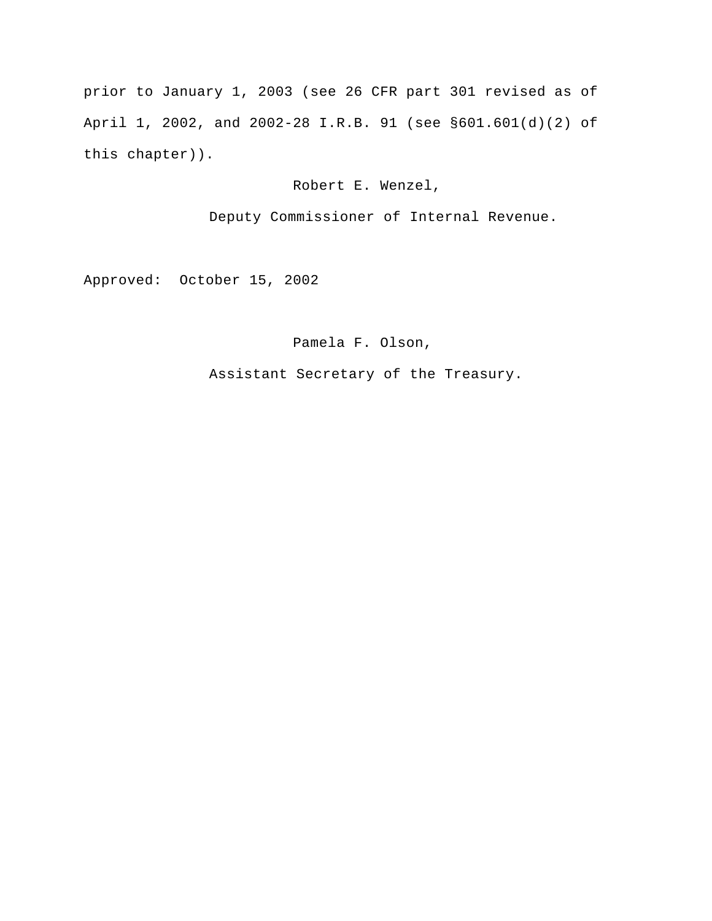prior to January 1, 2003 (see 26 CFR part 301 revised as of April 1, 2002, and 2002-28 I.R.B. 91 (see §601.601(d)(2) of this chapter)).

Robert E. Wenzel,

Deputy Commissioner of Internal Revenue.

Approved: October 15, 2002

Pamela F. Olson,

Assistant Secretary of the Treasury.